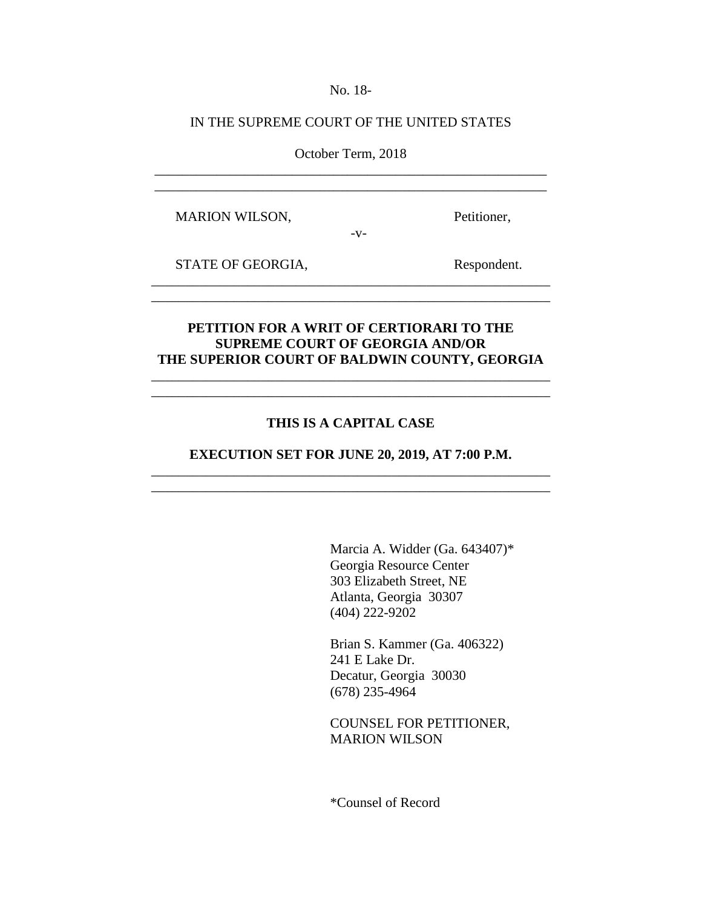No. 18-

IN THE SUPREME COURT OF THE UNITED STATES

October Term, 2018

---

MARION WILSON, Petitioner,

-v-

STATE OF GEORGIA, Respondent.

---

**PETITION FOR A WRIT OF CERTIORARI TO THE SUPREME COURT OF GEORGIA AND/OR THE SUPERIOR COURT OF BALDWIN COUNTY, GEORGIA**

---

**THIS IS A CAPITAL CASE**

**EXECUTION SET FOR JUNE 20, 2019, AT 7:00 P.M.**

---

Marcia A. Widder (Ga. 643407)*
Georgia Resource Center
303 Elizabeth Street, NE
Atlanta, Georgia 30307
(404) 222-9202

Brian S. Kammer (Ga. 406322)
241 E Lake Dr.
Decatur, Georgia 30030
(678) 235-4964

COUNSEL FOR PETITIONER,
MARION WILSON

*Counsel of Record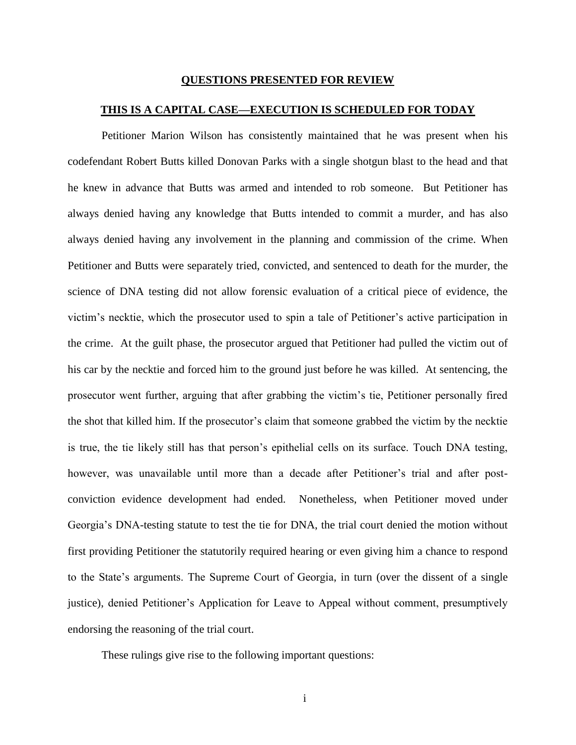## QUESTIONS PRESENTED FOR REVIEW

### THIS IS A CAPITAL CASE—EXECUTION IS SCHEDULED FOR TODAY

Petitioner Marion Wilson has consistently maintained that he was present when his codefendant Robert Butts killed Donovan Parks with a single shotgun blast to the head and that he knew in advance that Butts was armed and intended to rob someone. But Petitioner has always denied having any knowledge that Butts intended to commit a murder, and has also always denied having any involvement in the planning and commission of the crime. When Petitioner and Butts were separately tried, convicted, and sentenced to death for the murder, the science of DNA testing did not allow forensic evaluation of a critical piece of evidence, the victim's necktie, which the prosecutor used to spin a tale of Petitioner's active participation in the crime. At the guilt phase, the prosecutor argued that Petitioner had pulled the victim out of his car by the necktie and forced him to the ground just before he was killed. At sentencing, the prosecutor went further, arguing that after grabbing the victim's tie, Petitioner personally fired the shot that killed him. If the prosecutor's claim that someone grabbed the victim by the necktie is true, the tie likely still has that person's epithelial cells on its surface. Touch DNA testing, however, was unavailable until more than a decade after Petitioner's trial and after post-conviction evidence development had ended. Nonetheless, when Petitioner moved under Georgia's DNA-testing statute to test the tie for DNA, the trial court denied the motion without first providing Petitioner the statutorily required hearing or even giving him a chance to respond to the State's arguments. The Supreme Court of Georgia, in turn (over the dissent of a single justice), denied Petitioner's Application for Leave to Appeal without comment, presumptively endorsing the reasoning of the trial court.

These rulings give rise to the following important questions: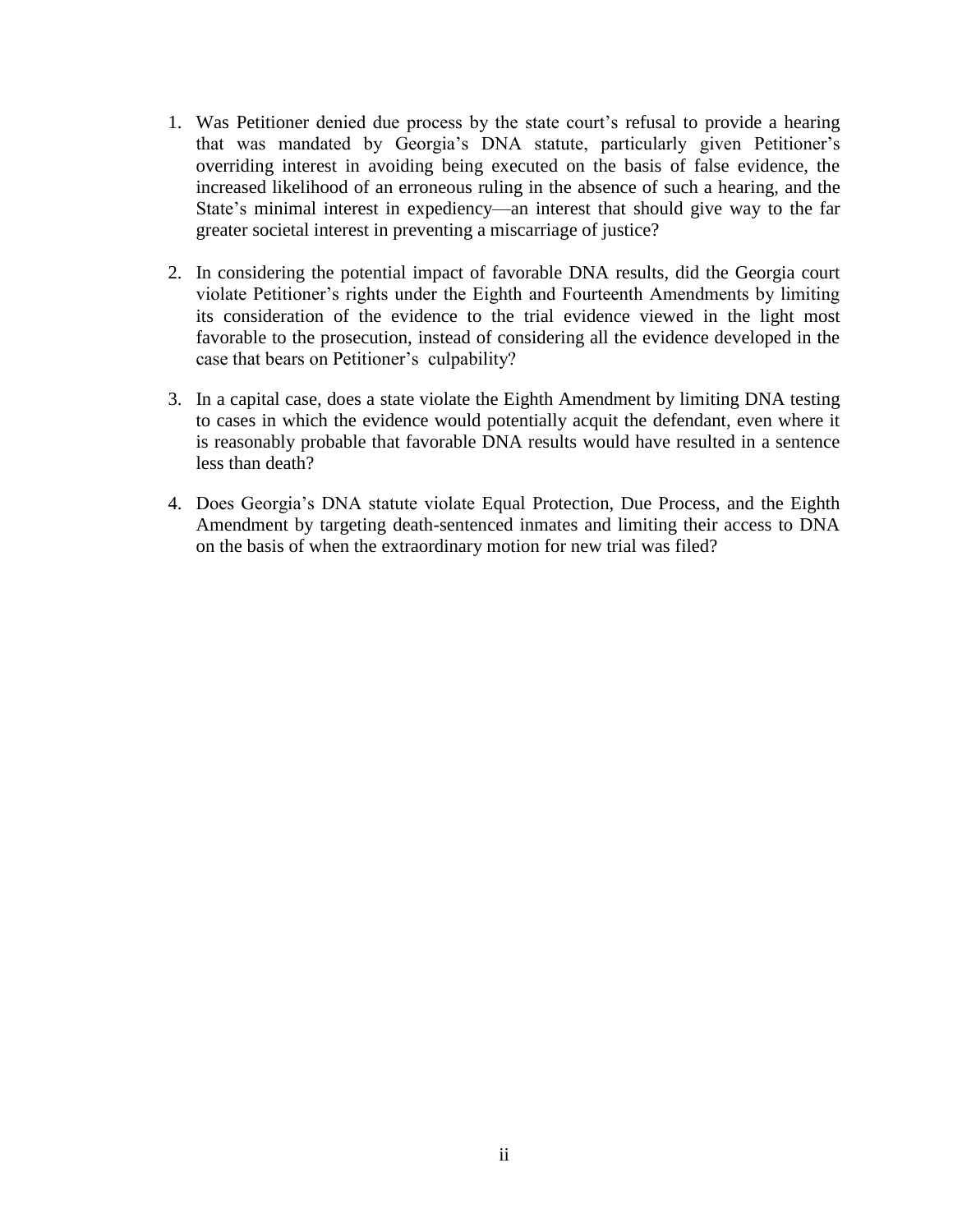1. Was Petitioner denied due process by the state court's refusal to provide a hearing that was mandated by Georgia's DNA statute, particularly given Petitioner's overriding interest in avoiding being executed on the basis of false evidence, the increased likelihood of an erroneous ruling in the absence of such a hearing, and the State's minimal interest in expediency—an interest that should give way to the far greater societal interest in preventing a miscarriage of justice?

2. In considering the potential impact of favorable DNA results, did the Georgia court violate Petitioner's rights under the Eighth and Fourteenth Amendments by limiting its consideration of the evidence to the trial evidence viewed in the light most favorable to the prosecution, instead of considering all the evidence developed in the case that bears on Petitioner's culpability?

3. In a capital case, does a state violate the Eighth Amendment by limiting DNA testing to cases in which the evidence would potentially acquit the defendant, even where it is reasonably probable that favorable DNA results would have resulted in a sentence less than death?

4. Does Georgia's DNA statute violate Equal Protection, Due Process, and the Eighth Amendment by targeting death-sentenced inmates and limiting their access to DNA on the basis of when the extraordinary motion for new trial was filed?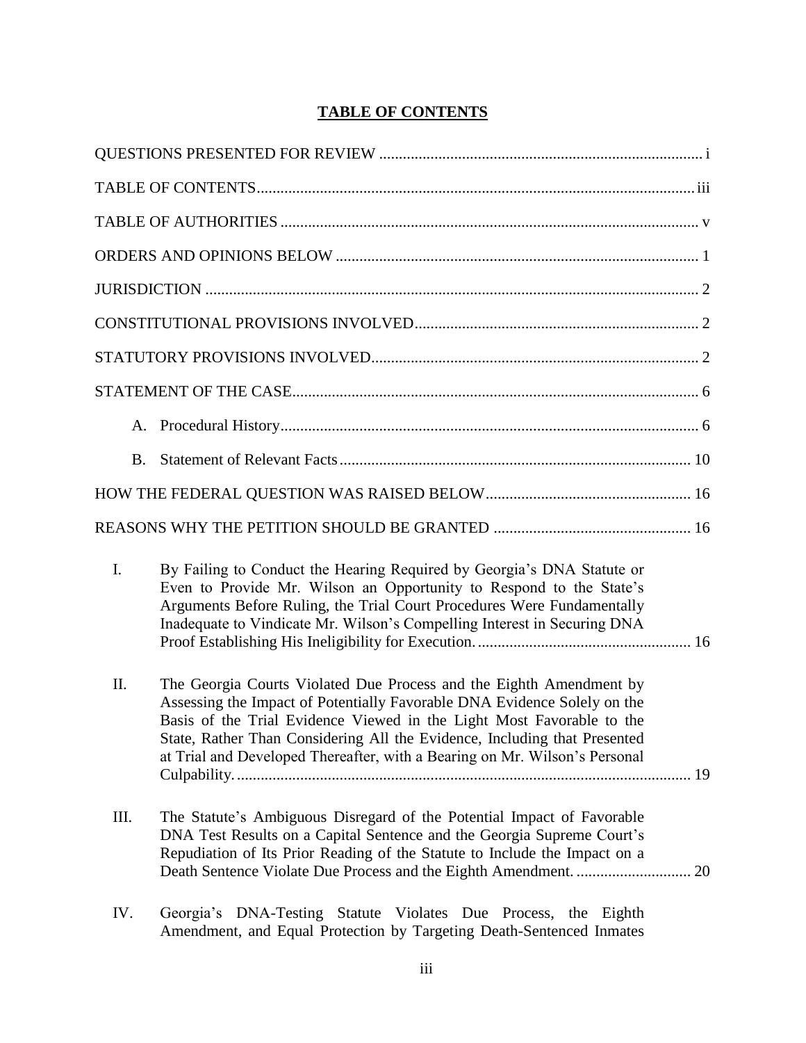## TABLE OF CONTENTS

QUESTIONS PRESENTED FOR REVIEW ................................................................................. i

TABLE OF CONTENTS.............................................................................................................. iii

TABLE OF AUTHORITIES ......................................................................................................... v

ORDERS AND OPINIONS BELOW ........................................................................................... 1

JURISDICTION ............................................................................................................................ 2

CONSTITUTIONAL PROVISIONS INVOLVED....................................................................... 2

STATUTORY PROVISIONS INVOLVED.................................................................................. 2

STATEMENT OF THE CASE...................................................................................................... 6

A. Procedural History........................................................................................................... 6

B. Statement of Relevant Facts........................................................................................... 10

HOW THE FEDERAL QUESTION WAS RAISED BELOW................................................... 16

REASONS WHY THE PETITION SHOULD BE GRANTED ................................................. 16

I. By Failing to Conduct the Hearing Required by Georgia's DNA Statute or Even to Provide Mr. Wilson an Opportunity to Respond to the State's Arguments Before Ruling, the Trial Court Procedures Were Fundamentally Inadequate to Vindicate Mr. Wilson's Compelling Interest in Securing DNA Proof Establishing His Ineligibility for Execution. ...................................................... 16

II. The Georgia Courts Violated Due Process and the Eighth Amendment by Assessing the Impact of Potentially Favorable DNA Evidence Solely on the Basis of the Trial Evidence Viewed in the Light Most Favorable to the State, Rather Than Considering All the Evidence, Including that Presented at Trial and Developed Thereafter, with a Bearing on Mr. Wilson's Personal Culpability. ................................................................................................................... 19

III. The Statute's Ambiguous Disregard of the Potential Impact of Favorable DNA Test Results on a Capital Sentence and the Georgia Supreme Court's Repudiation of Its Prior Reading of the Statute to Include the Impact on a Death Sentence Violate Due Process and the Eighth Amendment. ............................ 20

IV. Georgia's DNA-Testing Statute Violates Due Process, the Eighth Amendment, and Equal Protection by Targeting Death-Sentenced Inmates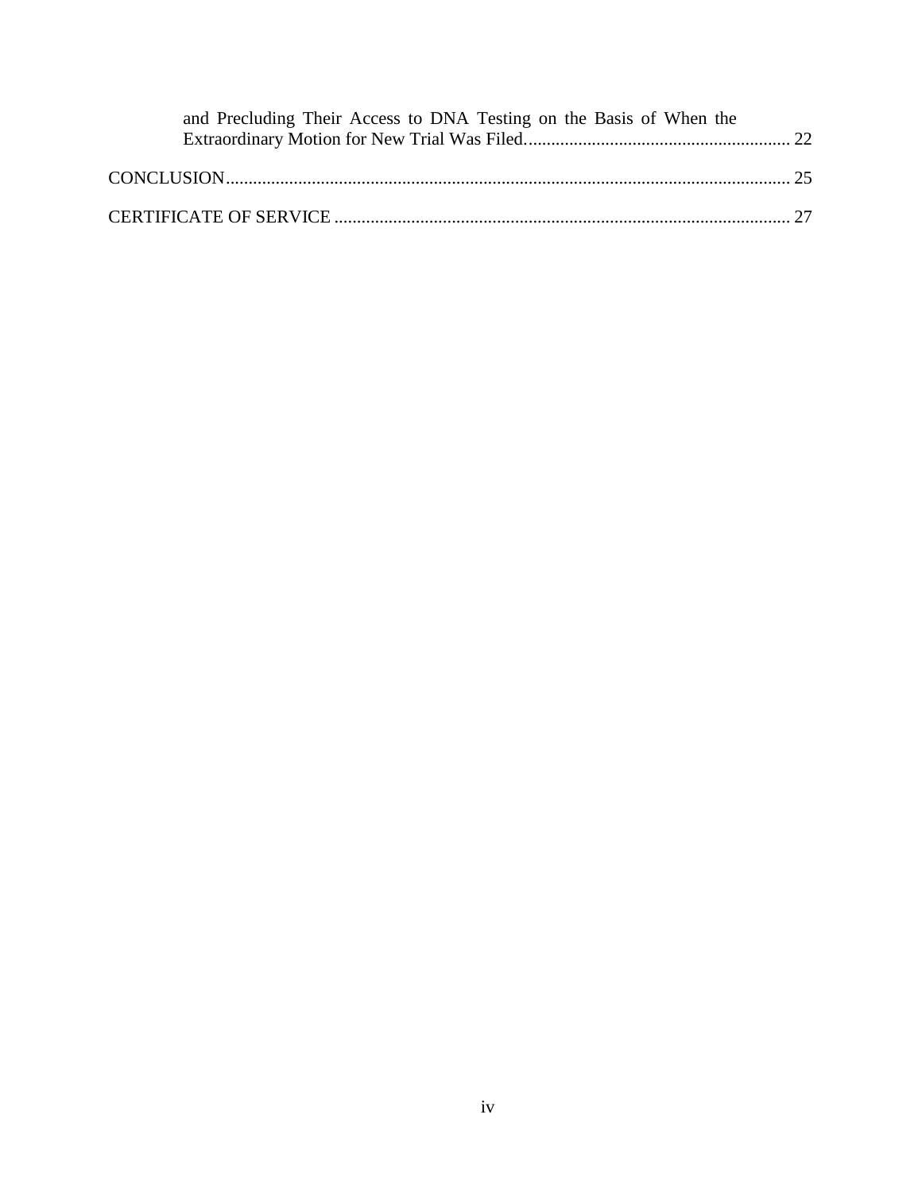and Precluding Their Access to DNA Testing on the Basis of When the Extraordinary Motion for New Trial Was Filed........................................................... 22

CONCLUSION............................................................................................................. 25

CERTIFICATE OF SERVICE ..................................................................................... 27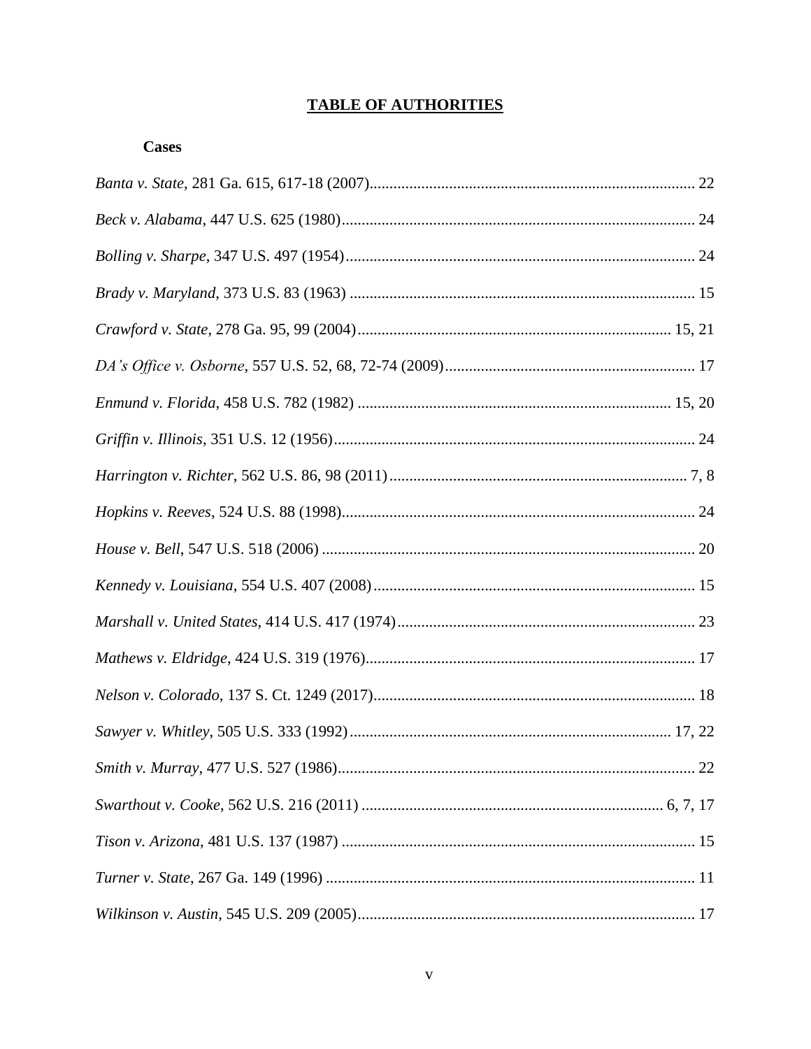# TABLE OF AUTHORITIES

### Cases

*Banta v. State*, 281 Ga. 615, 617-18 (2007) ........ 22

*Beck v. Alabama*, 447 U.S. 625 (1980) ........ 24

*Bolling v. Sharpe*, 347 U.S. 497 (1954) ........ 24

*Brady v. Maryland*, 373 U.S. 83 (1963) ........ 15

*Crawford v. State*, 278 Ga. 95, 99 (2004) ........ 15, 21

*DA's Office v. Osborne*, 557 U.S. 52, 68, 72-74 (2009) ........ 17

*Enmund v. Florida*, 458 U.S. 782 (1982) ........ 15, 20

*Griffin v. Illinois*, 351 U.S. 12 (1956) ........ 24

*Harrington v. Richter*, 562 U.S. 86, 98 (2011) ........ 7, 8

*Hopkins v. Reeves*, 524 U.S. 88 (1998) ........ 24

*House v. Bell*, 547 U.S. 518 (2006) ........ 20

*Kennedy v. Louisiana*, 554 U.S. 407 (2008) ........ 15

*Marshall v. United States*, 414 U.S. 417 (1974) ........ 23

*Mathews v. Eldridge*, 424 U.S. 319 (1976) ........ 17

*Nelson v. Colorado*, 137 S. Ct. 1249 (2017) ........ 18

*Sawyer v. Whitley*, 505 U.S. 333 (1992) ........ 17, 22

*Smith v. Murray*, 477 U.S. 527 (1986) ........ 22

*Swarthout v. Cooke*, 562 U.S. 216 (2011) ........ 6, 7, 17

*Tison v. Arizona*, 481 U.S. 137 (1987) ........ 15

*Turner v. State*, 267 Ga. 149 (1996) ........ 11

*Wilkinson v. Austin*, 545 U.S. 209 (2005) ........ 17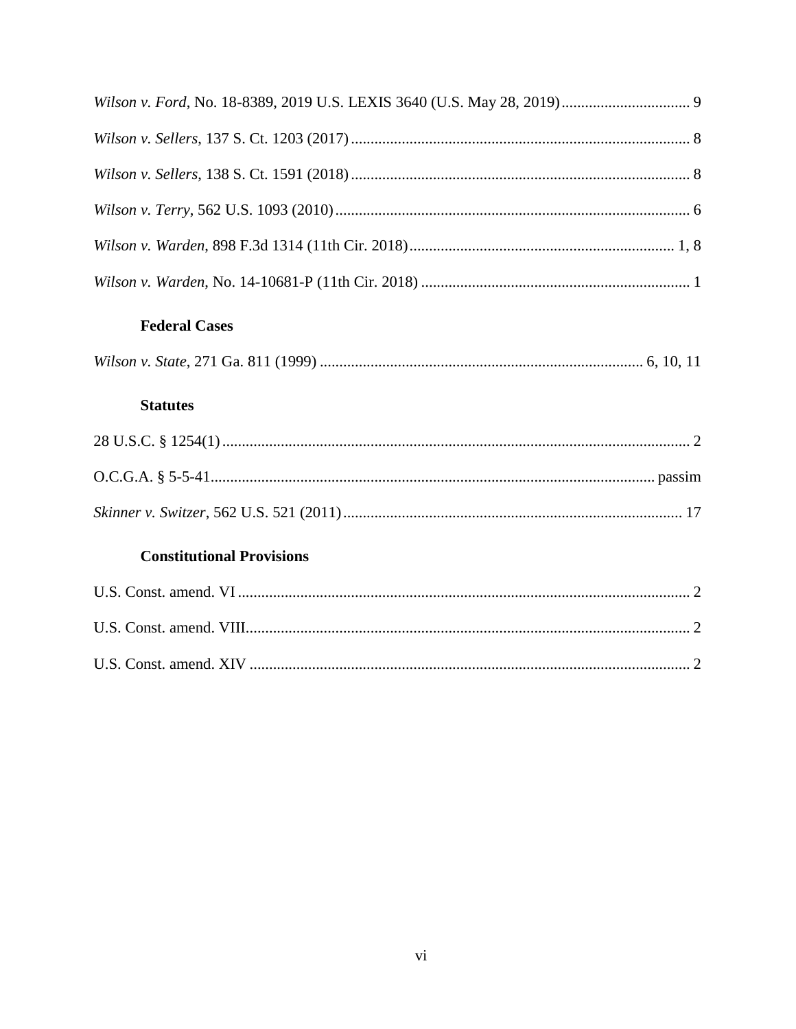*Wilson v. Ford*, No. 18-8389, 2019 U.S. LEXIS 3640 (U.S. May 28, 2019) .................................. 9

*Wilson v. Sellers*, 137 S. Ct. 1203 (2017) ....................................................................................... 8

*Wilson v. Sellers*, 138 S. Ct. 1591 (2018) ....................................................................................... 8

*Wilson v. Terry*, 562 U.S. 1093 (2010) ........................................................................................... 6

*Wilson v. Warden*, 898 F.3d 1314 (11th Cir. 2018) ..................................................................... 1, 8

*Wilson v. Warden*, No. 14-10681-P (11th Cir. 2018) ..................................................................... 1

**Federal Cases**

*Wilson v. State*, 271 Ga. 811 (1999) ................................................................................... 6, 10, 11

**Statutes**

28 U.S.C. § 1254(1) ......................................................................................................................... 2

O.C.G.A. § 5-5-41 .................................................................................................................. passim

*Skinner v. Switzer*, 562 U.S. 521 (2011) ....................................................................................... 17

**Constitutional Provisions**

U.S. Const. amend. VI ..................................................................................................................... 2

U.S. Const. amend. VIII ................................................................................................................... 2

U.S. Const. amend. XIV .................................................................................................................. 2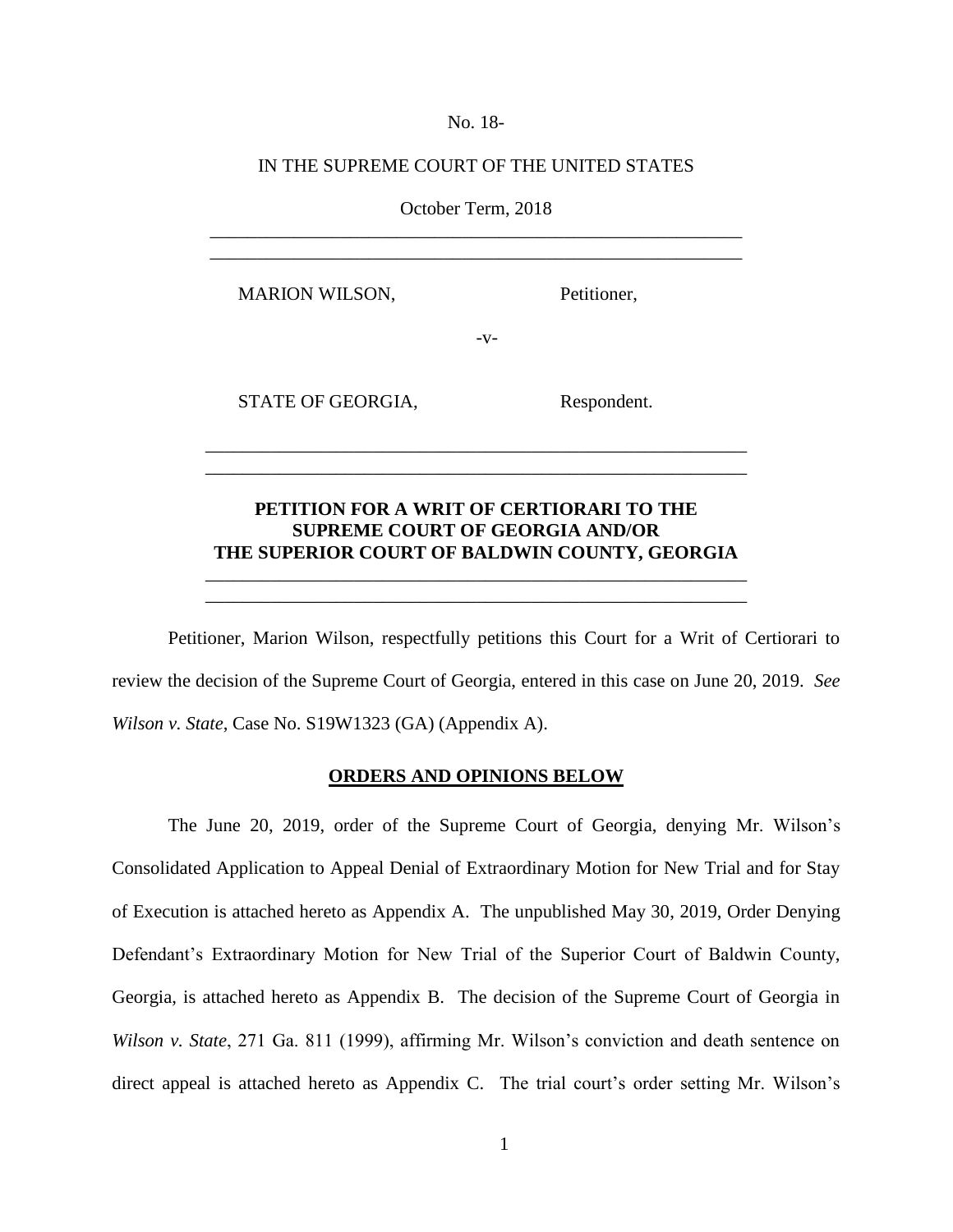No. 18-

IN THE SUPREME COURT OF THE UNITED STATES

October Term, 2018

---

MARION WILSON, Petitioner,

-v-

STATE OF GEORGIA, Respondent.

---

**PETITION FOR A WRIT OF CERTIORARI TO THE SUPREME COURT OF GEORGIA AND/OR THE SUPERIOR COURT OF BALDWIN COUNTY, GEORGIA**

---

Petitioner, Marion Wilson, respectfully petitions this Court for a Writ of Certiorari to review the decision of the Supreme Court of Georgia, entered in this case on June 20, 2019. *See Wilson v. State*, Case No. S19W1323 (GA) (Appendix A).

## ORDERS AND OPINIONS BELOW

The June 20, 2019, order of the Supreme Court of Georgia, denying Mr. Wilson's Consolidated Application to Appeal Denial of Extraordinary Motion for New Trial and for Stay of Execution is attached hereto as Appendix A. The unpublished May 30, 2019, Order Denying Defendant's Extraordinary Motion for New Trial of the Superior Court of Baldwin County, Georgia, is attached hereto as Appendix B. The decision of the Supreme Court of Georgia in *Wilson v. State*, 271 Ga. 811 (1999), affirming Mr. Wilson's conviction and death sentence on direct appeal is attached hereto as Appendix C. The trial court's order setting Mr. Wilson's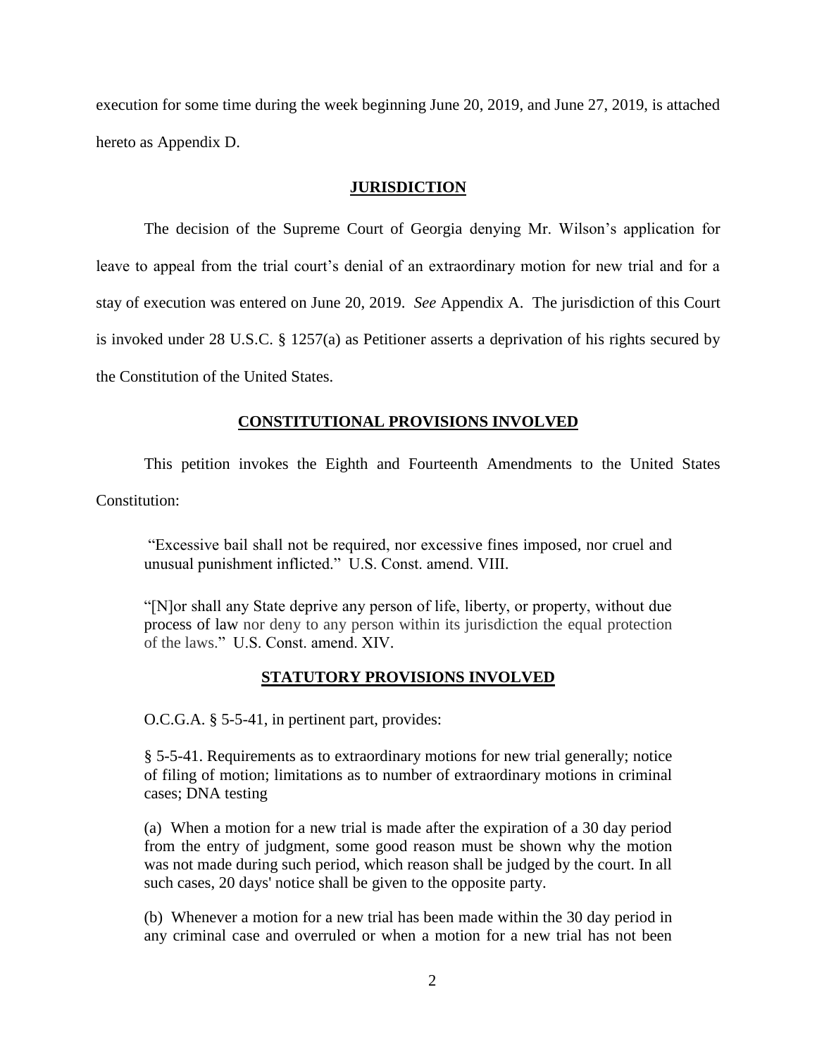execution for some time during the week beginning June 20, 2019, and June 27, 2019, is attached hereto as Appendix D.

## JURISDICTION

The decision of the Supreme Court of Georgia denying Mr. Wilson's application for leave to appeal from the trial court's denial of an extraordinary motion for new trial and for a stay of execution was entered on June 20, 2019. *See* Appendix A. The jurisdiction of this Court is invoked under 28 U.S.C. § 1257(a) as Petitioner asserts a deprivation of his rights secured by the Constitution of the United States.

## CONSTITUTIONAL PROVISIONS INVOLVED

This petition invokes the Eighth and Fourteenth Amendments to the United States Constitution:

> "Excessive bail shall not be required, nor excessive fines imposed, nor cruel and unusual punishment inflicted." U.S. Const. amend. VIII.

> "[N]or shall any State deprive any person of life, liberty, or property, without due process of law nor deny to any person within its jurisdiction the equal protection of the laws." U.S. Const. amend. XIV.

## STATUTORY PROVISIONS INVOLVED

O.C.G.A. § 5-5-41, in pertinent part, provides:

§ 5-5-41. Requirements as to extraordinary motions for new trial generally; notice of filing of motion; limitations as to number of extraordinary motions in criminal cases; DNA testing

(a) When a motion for a new trial is made after the expiration of a 30 day period from the entry of judgment, some good reason must be shown why the motion was not made during such period, which reason shall be judged by the court. In all such cases, 20 days' notice shall be given to the opposite party.

(b) Whenever a motion for a new trial has been made within the 30 day period in any criminal case and overruled or when a motion for a new trial has not been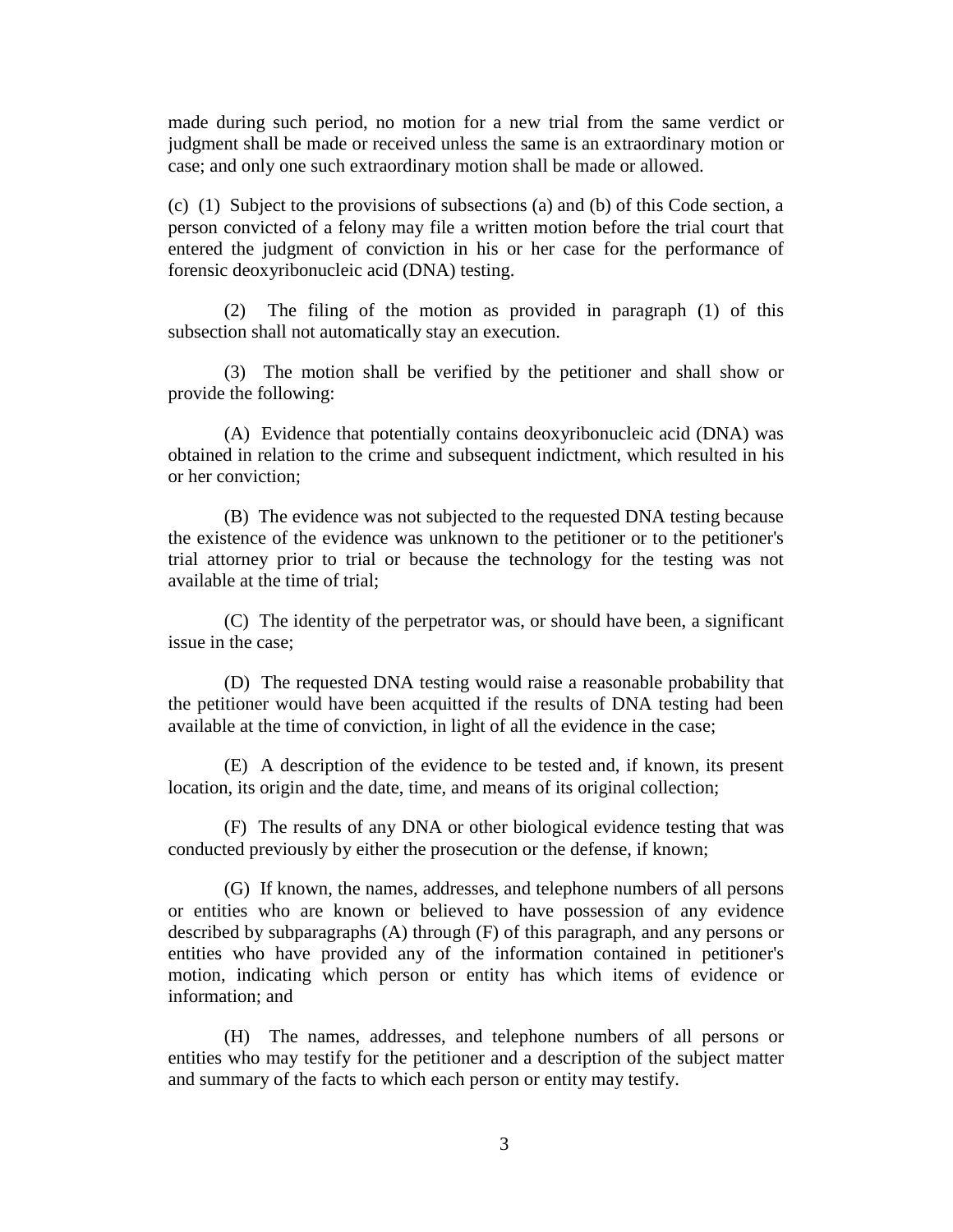made during such period, no motion for a new trial from the same verdict or judgment shall be made or received unless the same is an extraordinary motion or case; and only one such extraordinary motion shall be made or allowed.

(c) (1) Subject to the provisions of subsections (a) and (b) of this Code section, a person convicted of a felony may file a written motion before the trial court that entered the judgment of conviction in his or her case for the performance of forensic deoxyribonucleic acid (DNA) testing.

(2) The filing of the motion as provided in paragraph (1) of this subsection shall not automatically stay an execution.

(3) The motion shall be verified by the petitioner and shall show or provide the following:

(A) Evidence that potentially contains deoxyribonucleic acid (DNA) was obtained in relation to the crime and subsequent indictment, which resulted in his or her conviction;

(B) The evidence was not subjected to the requested DNA testing because the existence of the evidence was unknown to the petitioner or to the petitioner's trial attorney prior to trial or because the technology for the testing was not available at the time of trial;

(C) The identity of the perpetrator was, or should have been, a significant issue in the case;

(D) The requested DNA testing would raise a reasonable probability that the petitioner would have been acquitted if the results of DNA testing had been available at the time of conviction, in light of all the evidence in the case;

(E) A description of the evidence to be tested and, if known, its present location, its origin and the date, time, and means of its original collection;

(F) The results of any DNA or other biological evidence testing that was conducted previously by either the prosecution or the defense, if known;

(G) If known, the names, addresses, and telephone numbers of all persons or entities who are known or believed to have possession of any evidence described by subparagraphs (A) through (F) of this paragraph, and any persons or entities who have provided any of the information contained in petitioner's motion, indicating which person or entity has which items of evidence or information; and

(H) The names, addresses, and telephone numbers of all persons or entities who may testify for the petitioner and a description of the subject matter and summary of the facts to which each person or entity may testify.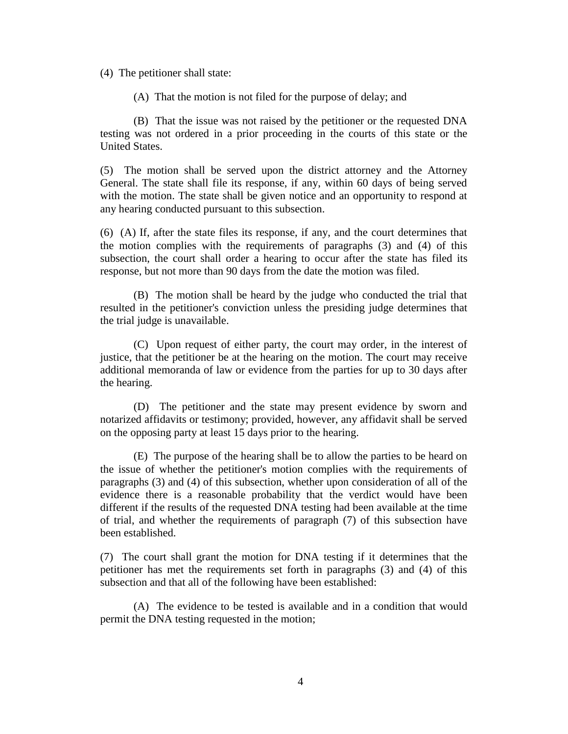(4) The petitioner shall state:

(A) That the motion is not filed for the purpose of delay; and

(B) That the issue was not raised by the petitioner or the requested DNA testing was not ordered in a prior proceeding in the courts of this state or the United States.

(5) The motion shall be served upon the district attorney and the Attorney General. The state shall file its response, if any, within 60 days of being served with the motion. The state shall be given notice and an opportunity to respond at any hearing conducted pursuant to this subsection.

(6) (A) If, after the state files its response, if any, and the court determines that the motion complies with the requirements of paragraphs (3) and (4) of this subsection, the court shall order a hearing to occur after the state has filed its response, but not more than 90 days from the date the motion was filed.

(B) The motion shall be heard by the judge who conducted the trial that resulted in the petitioner's conviction unless the presiding judge determines that the trial judge is unavailable.

(C) Upon request of either party, the court may order, in the interest of justice, that the petitioner be at the hearing on the motion. The court may receive additional memoranda of law or evidence from the parties for up to 30 days after the hearing.

(D) The petitioner and the state may present evidence by sworn and notarized affidavits or testimony; provided, however, any affidavit shall be served on the opposing party at least 15 days prior to the hearing.

(E) The purpose of the hearing shall be to allow the parties to be heard on the issue of whether the petitioner's motion complies with the requirements of paragraphs (3) and (4) of this subsection, whether upon consideration of all of the evidence there is a reasonable probability that the verdict would have been different if the results of the requested DNA testing had been available at the time of trial, and whether the requirements of paragraph (7) of this subsection have been established.

(7) The court shall grant the motion for DNA testing if it determines that the petitioner has met the requirements set forth in paragraphs (3) and (4) of this subsection and that all of the following have been established:

(A) The evidence to be tested is available and in a condition that would permit the DNA testing requested in the motion;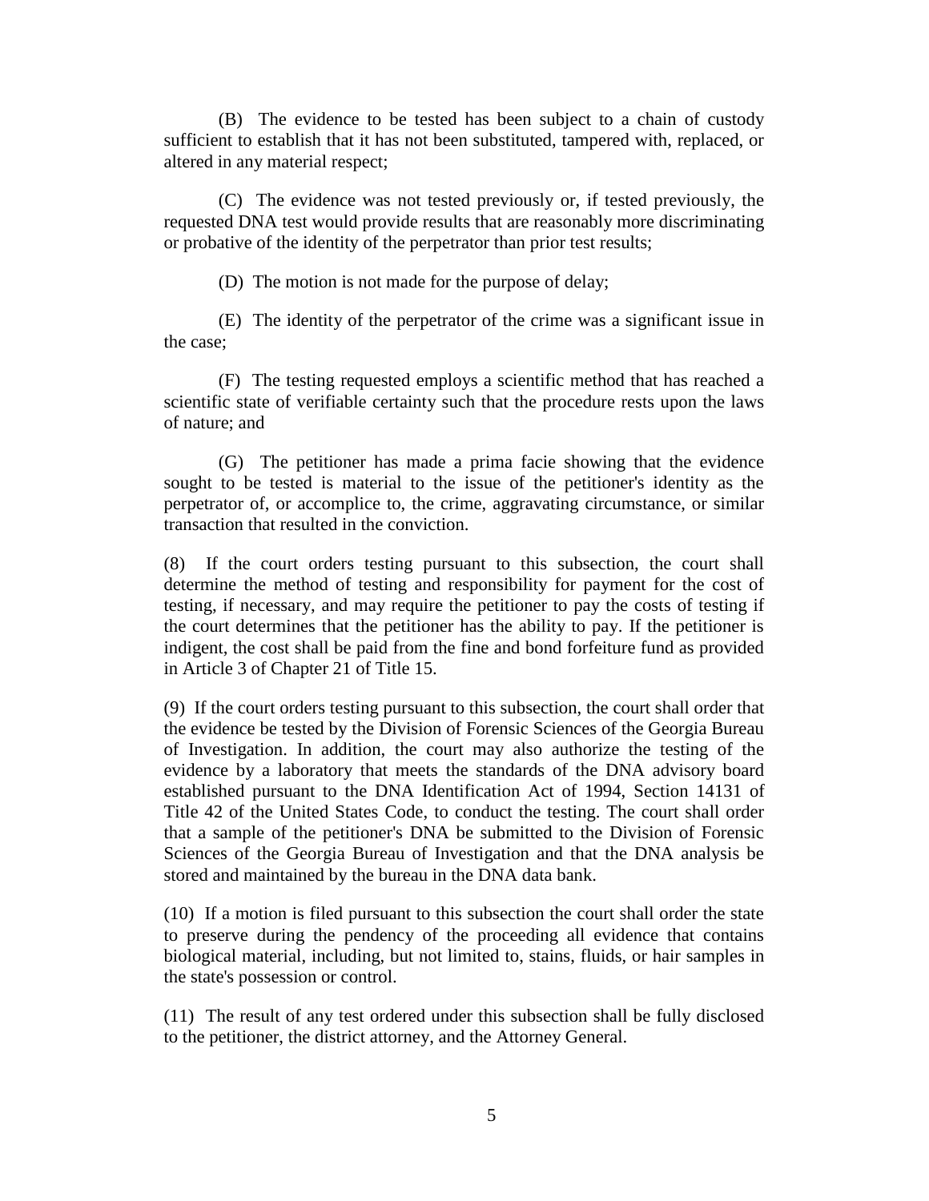(B) The evidence to be tested has been subject to a chain of custody sufficient to establish that it has not been substituted, tampered with, replaced, or altered in any material respect;

(C) The evidence was not tested previously or, if tested previously, the requested DNA test would provide results that are reasonably more discriminating or probative of the identity of the perpetrator than prior test results;

(D) The motion is not made for the purpose of delay;

(E) The identity of the perpetrator of the crime was a significant issue in the case;

(F) The testing requested employs a scientific method that has reached a scientific state of verifiable certainty such that the procedure rests upon the laws of nature; and

(G) The petitioner has made a prima facie showing that the evidence sought to be tested is material to the issue of the petitioner's identity as the perpetrator of, or accomplice to, the crime, aggravating circumstance, or similar transaction that resulted in the conviction.

(8) If the court orders testing pursuant to this subsection, the court shall determine the method of testing and responsibility for payment for the cost of testing, if necessary, and may require the petitioner to pay the costs of testing if the court determines that the petitioner has the ability to pay. If the petitioner is indigent, the cost shall be paid from the fine and bond forfeiture fund as provided in Article 3 of Chapter 21 of Title 15.

(9) If the court orders testing pursuant to this subsection, the court shall order that the evidence be tested by the Division of Forensic Sciences of the Georgia Bureau of Investigation. In addition, the court may also authorize the testing of the evidence by a laboratory that meets the standards of the DNA advisory board established pursuant to the DNA Identification Act of 1994, Section 14131 of Title 42 of the United States Code, to conduct the testing. The court shall order that a sample of the petitioner's DNA be submitted to the Division of Forensic Sciences of the Georgia Bureau of Investigation and that the DNA analysis be stored and maintained by the bureau in the DNA data bank.

(10) If a motion is filed pursuant to this subsection the court shall order the state to preserve during the pendency of the proceeding all evidence that contains biological material, including, but not limited to, stains, fluids, or hair samples in the state's possession or control.

(11) The result of any test ordered under this subsection shall be fully disclosed to the petitioner, the district attorney, and the Attorney General.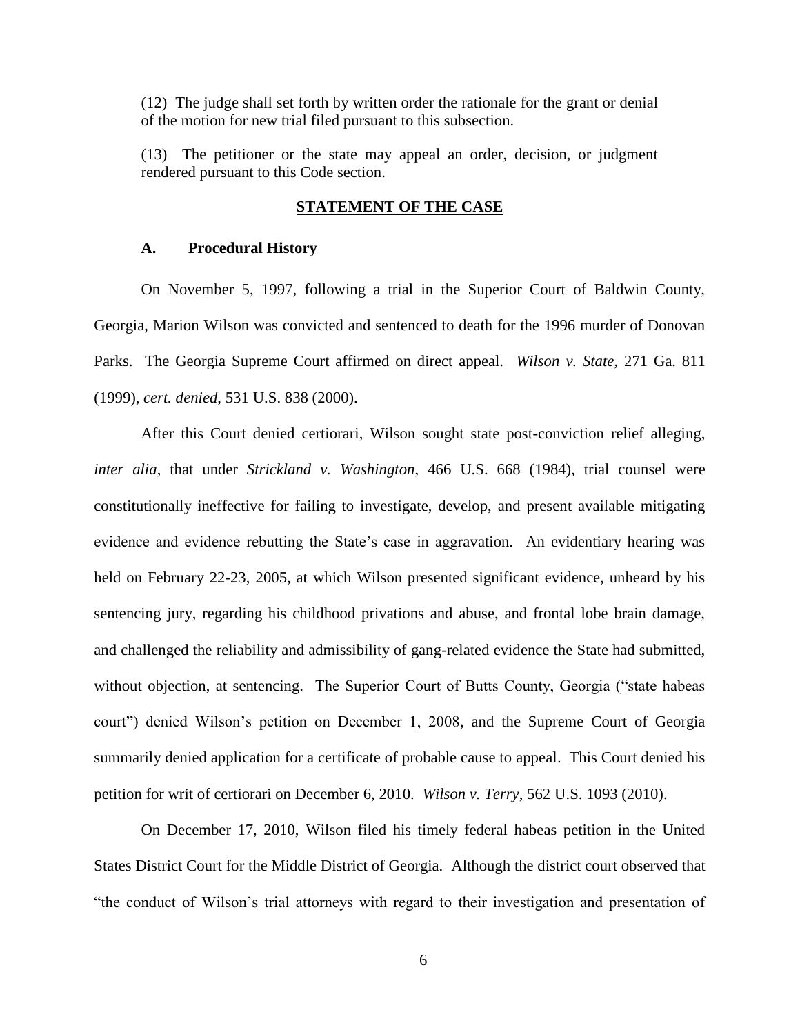(12) The judge shall set forth by written order the rationale for the grant or denial of the motion for new trial filed pursuant to this subsection.

(13) The petitioner or the state may appeal an order, decision, or judgment rendered pursuant to this Code section.

## STATEMENT OF THE CASE

### A. Procedural History

On November 5, 1997, following a trial in the Superior Court of Baldwin County, Georgia, Marion Wilson was convicted and sentenced to death for the 1996 murder of Donovan Parks. The Georgia Supreme Court affirmed on direct appeal. *Wilson v. State*, 271 Ga. 811 (1999), *cert. denied*, 531 U.S. 838 (2000).

After this Court denied certiorari, Wilson sought state post-conviction relief alleging, *inter alia*, that under *Strickland v. Washington*, 466 U.S. 668 (1984), trial counsel were constitutionally ineffective for failing to investigate, develop, and present available mitigating evidence and evidence rebutting the State's case in aggravation. An evidentiary hearing was held on February 22-23, 2005, at which Wilson presented significant evidence, unheard by his sentencing jury, regarding his childhood privations and abuse, and frontal lobe brain damage, and challenged the reliability and admissibility of gang-related evidence the State had submitted, without objection, at sentencing. The Superior Court of Butts County, Georgia ("state habeas court") denied Wilson's petition on December 1, 2008, and the Supreme Court of Georgia summarily denied application for a certificate of probable cause to appeal. This Court denied his petition for writ of certiorari on December 6, 2010. *Wilson v. Terry*, 562 U.S. 1093 (2010).

On December 17, 2010, Wilson filed his timely federal habeas petition in the United States District Court for the Middle District of Georgia. Although the district court observed that "the conduct of Wilson's trial attorneys with regard to their investigation and presentation of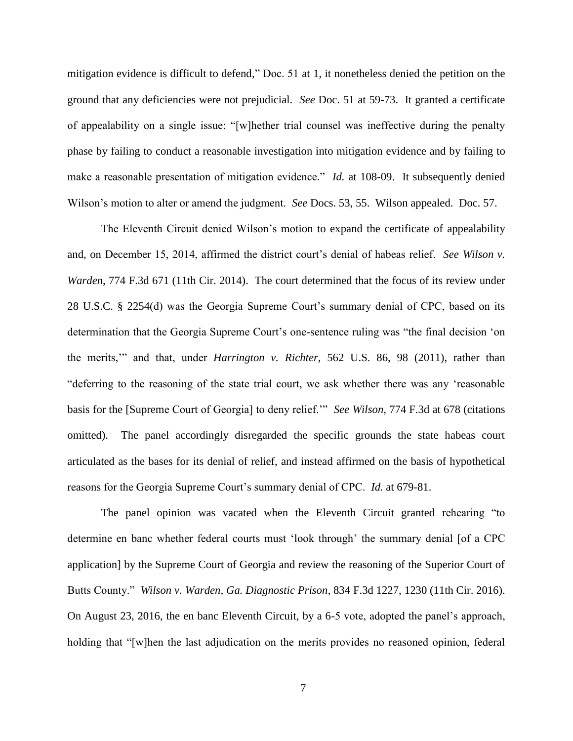mitigation evidence is difficult to defend," Doc. 51 at 1, it nonetheless denied the petition on the ground that any deficiencies were not prejudicial. *See* Doc. 51 at 59-73. It granted a certificate of appealability on a single issue: "[w]hether trial counsel was ineffective during the penalty phase by failing to conduct a reasonable investigation into mitigation evidence and by failing to make a reasonable presentation of mitigation evidence." *Id.* at 108-09. It subsequently denied Wilson's motion to alter or amend the judgment. *See* Docs. 53, 55. Wilson appealed. Doc. 57.

The Eleventh Circuit denied Wilson's motion to expand the certificate of appealability and, on December 15, 2014, affirmed the district court's denial of habeas relief. *See Wilson v. Warden*, 774 F.3d 671 (11th Cir. 2014). The court determined that the focus of its review under 28 U.S.C. § 2254(d) was the Georgia Supreme Court's summary denial of CPC, based on its determination that the Georgia Supreme Court's one-sentence ruling was "the final decision 'on the merits,'" and that, under *Harrington v. Richter*, 562 U.S. 86, 98 (2011), rather than "deferring to the reasoning of the state trial court, we ask whether there was any 'reasonable basis for the [Supreme Court of Georgia] to deny relief.'" *See Wilson*, 774 F.3d at 678 (citations omitted). The panel accordingly disregarded the specific grounds the state habeas court articulated as the bases for its denial of relief, and instead affirmed on the basis of hypothetical reasons for the Georgia Supreme Court's summary denial of CPC. *Id.* at 679-81.

The panel opinion was vacated when the Eleventh Circuit granted rehearing "to determine en banc whether federal courts must 'look through' the summary denial [of a CPC application] by the Supreme Court of Georgia and review the reasoning of the Superior Court of Butts County." *Wilson v. Warden, Ga. Diagnostic Prison*, 834 F.3d 1227, 1230 (11th Cir. 2016). On August 23, 2016, the en banc Eleventh Circuit, by a 6-5 vote, adopted the panel's approach, holding that "[w]hen the last adjudication on the merits provides no reasoned opinion, federal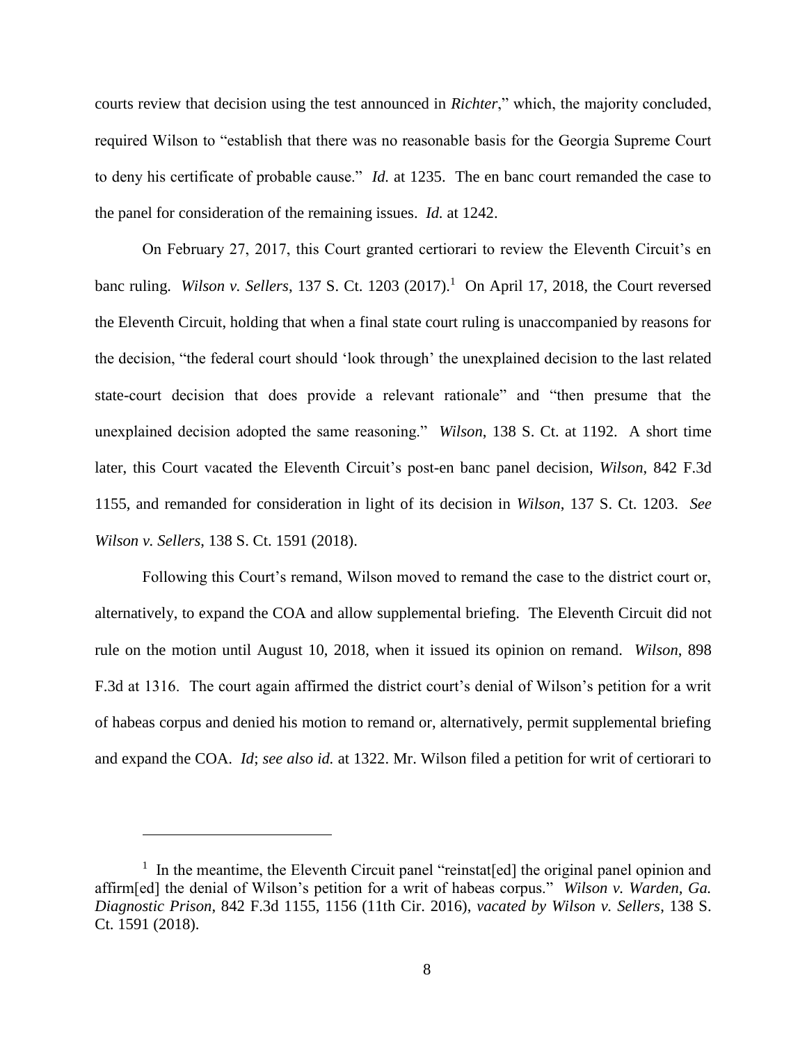courts review that decision using the test announced in *Richter*," which, the majority concluded, required Wilson to "establish that there was no reasonable basis for the Georgia Supreme Court to deny his certificate of probable cause." *Id.* at 1235. The en banc court remanded the case to the panel for consideration of the remaining issues. *Id.* at 1242.

On February 27, 2017, this Court granted certiorari to review the Eleventh Circuit's en banc ruling. *Wilson v. Sellers*, 137 S. Ct. 1203 (2017).[1] On April 17, 2018, the Court reversed the Eleventh Circuit, holding that when a final state court ruling is unaccompanied by reasons for the decision, "the federal court should 'look through' the unexplained decision to the last related state-court decision that does provide a relevant rationale" and "then presume that the unexplained decision adopted the same reasoning." *Wilson*, 138 S. Ct. at 1192. A short time later, this Court vacated the Eleventh Circuit's post-en banc panel decision, *Wilson*, 842 F.3d 1155, and remanded for consideration in light of its decision in *Wilson*, 137 S. Ct. 1203. *See Wilson v. Sellers*, 138 S. Ct. 1591 (2018).

Following this Court's remand, Wilson moved to remand the case to the district court or, alternatively, to expand the COA and allow supplemental briefing. The Eleventh Circuit did not rule on the motion until August 10, 2018, when it issued its opinion on remand. *Wilson*, 898 F.3d at 1316. The court again affirmed the district court's denial of Wilson's petition for a writ of habeas corpus and denied his motion to remand or, alternatively, permit supplemental briefing and expand the COA. *Id*; *see also id.* at 1322. Mr. Wilson filed a petition for writ of certiorari to

---

[1] In the meantime, the Eleventh Circuit panel "reinstat[ed] the original panel opinion and affirm[ed] the denial of Wilson's petition for a writ of habeas corpus." *Wilson v. Warden, Ga. Diagnostic Prison*, 842 F.3d 1155, 1156 (11th Cir. 2016), *vacated by Wilson v. Sellers*, 138 S. Ct. 1591 (2018).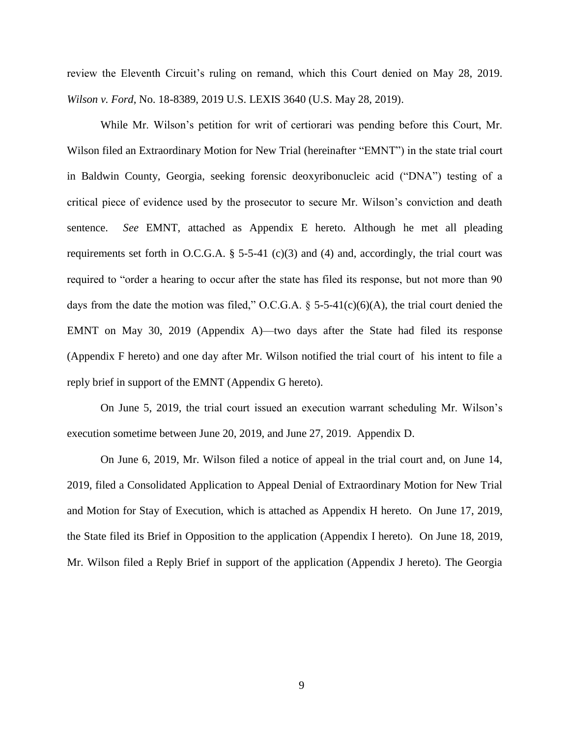review the Eleventh Circuit's ruling on remand, which this Court denied on May 28, 2019. *Wilson v. Ford*, No. 18-8389, 2019 U.S. LEXIS 3640 (U.S. May 28, 2019).

While Mr. Wilson's petition for writ of certiorari was pending before this Court, Mr. Wilson filed an Extraordinary Motion for New Trial (hereinafter "EMNT") in the state trial court in Baldwin County, Georgia, seeking forensic deoxyribonucleic acid ("DNA") testing of a critical piece of evidence used by the prosecutor to secure Mr. Wilson's conviction and death sentence. *See* EMNT, attached as Appendix E hereto. Although he met all pleading requirements set forth in O.C.G.A. § 5-5-41 (c)(3) and (4) and, accordingly, the trial court was required to "order a hearing to occur after the state has filed its response, but not more than 90 days from the date the motion was filed," O.C.G.A. § 5-5-41(c)(6)(A), the trial court denied the EMNT on May 30, 2019 (Appendix A)—two days after the State had filed its response (Appendix F hereto) and one day after Mr. Wilson notified the trial court of his intent to file a reply brief in support of the EMNT (Appendix G hereto).

On June 5, 2019, the trial court issued an execution warrant scheduling Mr. Wilson's execution sometime between June 20, 2019, and June 27, 2019. Appendix D.

On June 6, 2019, Mr. Wilson filed a notice of appeal in the trial court and, on June 14, 2019, filed a Consolidated Application to Appeal Denial of Extraordinary Motion for New Trial and Motion for Stay of Execution, which is attached as Appendix H hereto. On June 17, 2019, the State filed its Brief in Opposition to the application (Appendix I hereto). On June 18, 2019, Mr. Wilson filed a Reply Brief in support of the application (Appendix J hereto). The Georgia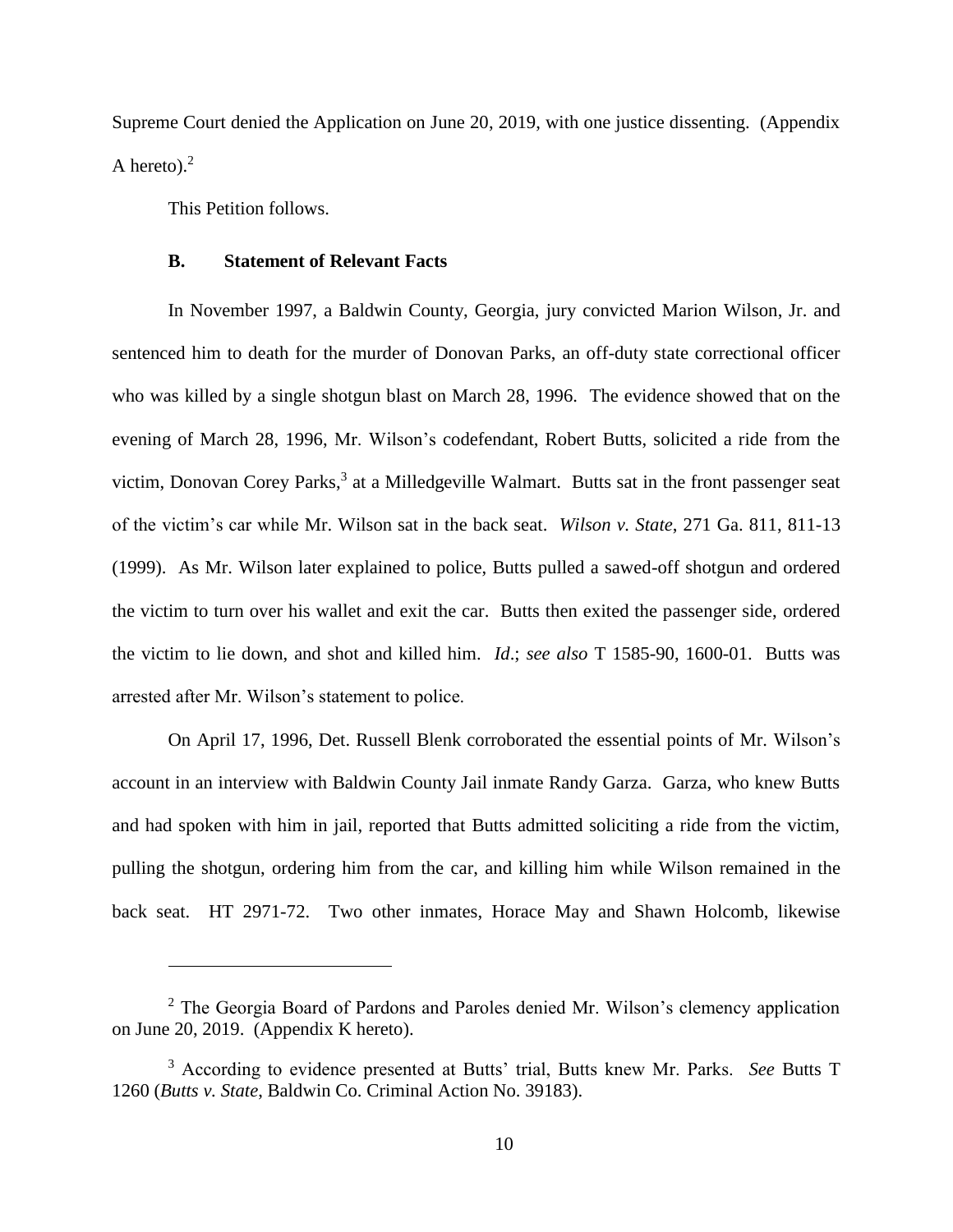Supreme Court denied the Application on June 20, 2019, with one justice dissenting. (Appendix A hereto).[2]

This Petition follows.

### B. Statement of Relevant Facts

In November 1997, a Baldwin County, Georgia, jury convicted Marion Wilson, Jr. and sentenced him to death for the murder of Donovan Parks, an off-duty state correctional officer who was killed by a single shotgun blast on March 28, 1996. The evidence showed that on the evening of March 28, 1996, Mr. Wilson's codefendant, Robert Butts, solicited a ride from the victim, Donovan Corey Parks,[3] at a Milledgeville Walmart. Butts sat in the front passenger seat of the victim's car while Mr. Wilson sat in the back seat. *Wilson v. State*, 271 Ga. 811, 811-13 (1999). As Mr. Wilson later explained to police, Butts pulled a sawed-off shotgun and ordered the victim to turn over his wallet and exit the car. Butts then exited the passenger side, ordered the victim to lie down, and shot and killed him. *Id*.; *see also* T 1585-90, 1600-01. Butts was arrested after Mr. Wilson's statement to police.

On April 17, 1996, Det. Russell Blenk corroborated the essential points of Mr. Wilson's account in an interview with Baldwin County Jail inmate Randy Garza. Garza, who knew Butts and had spoken with him in jail, reported that Butts admitted soliciting a ride from the victim, pulling the shotgun, ordering him from the car, and killing him while Wilson remained in the back seat. HT 2971-72. Two other inmates, Horace May and Shawn Holcomb, likewise

---

[2] The Georgia Board of Pardons and Paroles denied Mr. Wilson's clemency application on June 20, 2019. (Appendix K hereto).

[3] According to evidence presented at Butts' trial, Butts knew Mr. Parks. *See* Butts T 1260 (*Butts v. State*, Baldwin Co. Criminal Action No. 39183).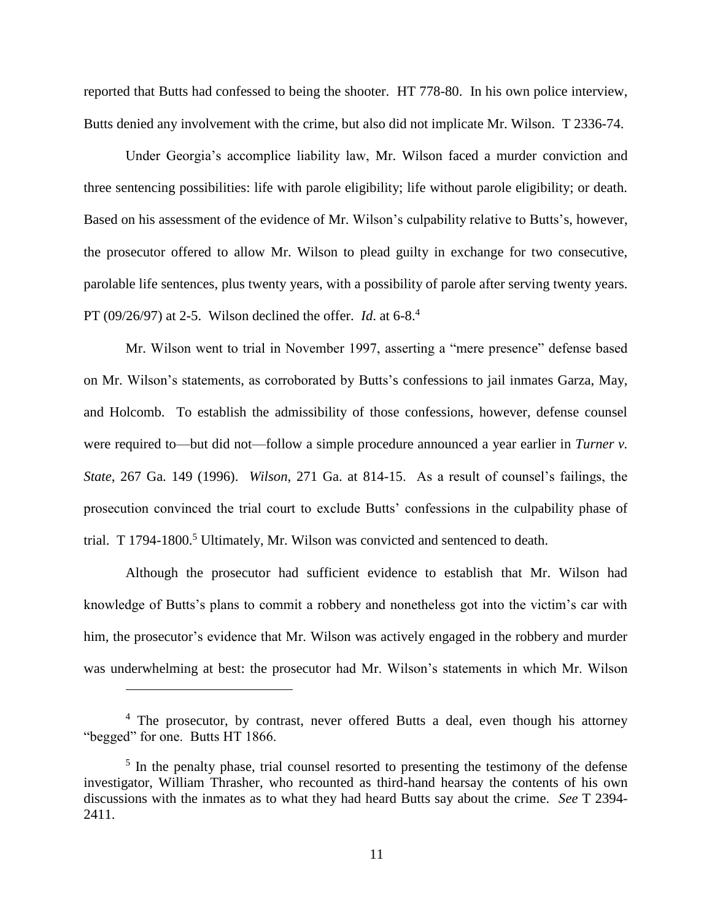reported that Butts had confessed to being the shooter. HT 778-80. In his own police interview, Butts denied any involvement with the crime, but also did not implicate Mr. Wilson. T 2336-74.

Under Georgia's accomplice liability law, Mr. Wilson faced a murder conviction and three sentencing possibilities: life with parole eligibility; life without parole eligibility; or death. Based on his assessment of the evidence of Mr. Wilson's culpability relative to Butts's, however, the prosecutor offered to allow Mr. Wilson to plead guilty in exchange for two consecutive, parolable life sentences, plus twenty years, with a possibility of parole after serving twenty years. PT (09/26/97) at 2-5. Wilson declined the offer. *Id*. at 6-8.[4]

Mr. Wilson went to trial in November 1997, asserting a "mere presence" defense based on Mr. Wilson's statements, as corroborated by Butts's confessions to jail inmates Garza, May, and Holcomb. To establish the admissibility of those confessions, however, defense counsel were required to—but did not—follow a simple procedure announced a year earlier in *Turner v. State*, 267 Ga. 149 (1996). *Wilson,* 271 Ga. at 814-15. As a result of counsel's failings, the prosecution convinced the trial court to exclude Butts' confessions in the culpability phase of trial. T 1794-1800.[5] Ultimately, Mr. Wilson was convicted and sentenced to death.

Although the prosecutor had sufficient evidence to establish that Mr. Wilson had knowledge of Butts's plans to commit a robbery and nonetheless got into the victim's car with him, the prosecutor's evidence that Mr. Wilson was actively engaged in the robbery and murder was underwhelming at best: the prosecutor had Mr. Wilson's statements in which Mr. Wilson

---

[4] The prosecutor, by contrast, never offered Butts a deal, even though his attorney "begged" for one. Butts HT 1866.

[5] In the penalty phase, trial counsel resorted to presenting the testimony of the defense investigator, William Thrasher, who recounted as third-hand hearsay the contents of his own discussions with the inmates as to what they had heard Butts say about the crime. *See* T 2394-2411.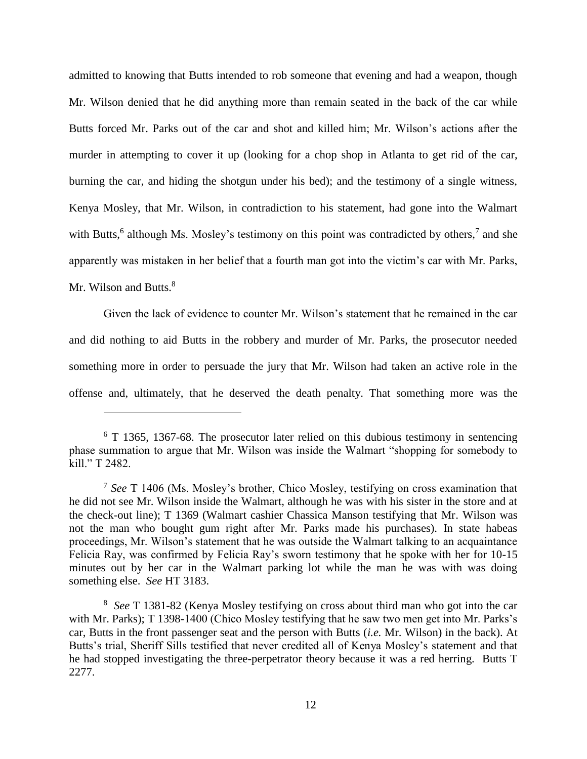admitted to knowing that Butts intended to rob someone that evening and had a weapon, though Mr. Wilson denied that he did anything more than remain seated in the back of the car while Butts forced Mr. Parks out of the car and shot and killed him; Mr. Wilson's actions after the murder in attempting to cover it up (looking for a chop shop in Atlanta to get rid of the car, burning the car, and hiding the shotgun under his bed); and the testimony of a single witness, Kenya Mosley, that Mr. Wilson, in contradiction to his statement, had gone into the Walmart with Butts,[6] although Ms. Mosley's testimony on this point was contradicted by others,[7] and she apparently was mistaken in her belief that a fourth man got into the victim's car with Mr. Parks, Mr. Wilson and Butts.[8]

Given the lack of evidence to counter Mr. Wilson's statement that he remained in the car and did nothing to aid Butts in the robbery and murder of Mr. Parks, the prosecutor needed something more in order to persuade the jury that Mr. Wilson had taken an active role in the offense and, ultimately, that he deserved the death penalty. That something more was the

---

[6] T 1365, 1367-68. The prosecutor later relied on this dubious testimony in sentencing phase summation to argue that Mr. Wilson was inside the Walmart "shopping for somebody to kill." T 2482.

[7] *See* T 1406 (Ms. Mosley's brother, Chico Mosley, testifying on cross examination that he did not see Mr. Wilson inside the Walmart, although he was with his sister in the store and at the check-out line); T 1369 (Walmart cashier Chassica Manson testifying that Mr. Wilson was not the man who bought gum right after Mr. Parks made his purchases). In state habeas proceedings, Mr. Wilson's statement that he was outside the Walmart talking to an acquaintance Felicia Ray, was confirmed by Felicia Ray's sworn testimony that he spoke with her for 10-15 minutes out by her car in the Walmart parking lot while the man he was with was doing something else. *See* HT 3183.

[8] *See* T 1381-82 (Kenya Mosley testifying on cross about third man who got into the car with Mr. Parks); T 1398-1400 (Chico Mosley testifying that he saw two men get into Mr. Parks's car, Butts in the front passenger seat and the person with Butts (*i.e.* Mr. Wilson) in the back). At Butts's trial, Sheriff Sills testified that never credited all of Kenya Mosley's statement and that he had stopped investigating the three-perpetrator theory because it was a red herring. Butts T 2277.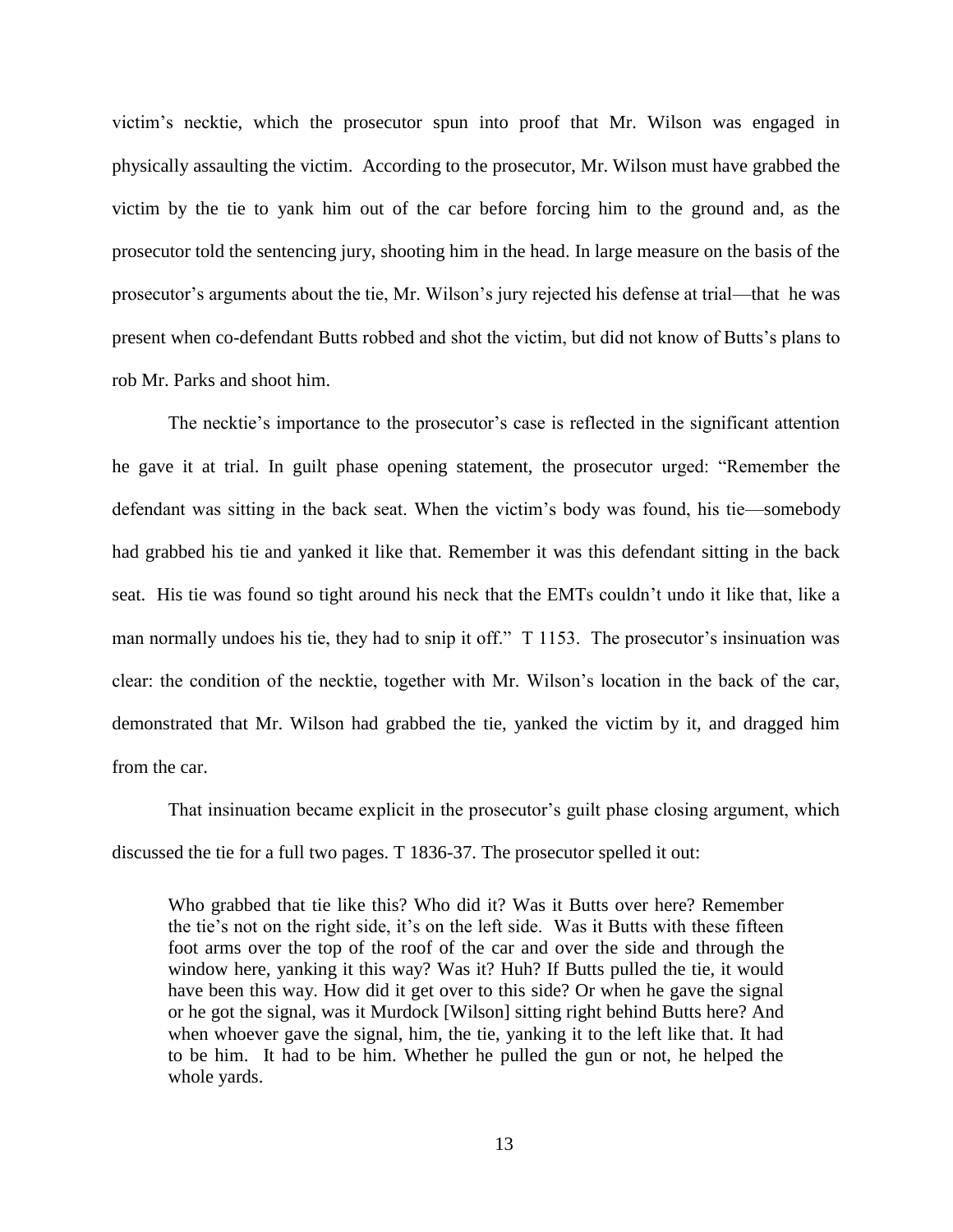victim's necktie, which the prosecutor spun into proof that Mr. Wilson was engaged in physically assaulting the victim. According to the prosecutor, Mr. Wilson must have grabbed the victim by the tie to yank him out of the car before forcing him to the ground and, as the prosecutor told the sentencing jury, shooting him in the head. In large measure on the basis of the prosecutor's arguments about the tie, Mr. Wilson's jury rejected his defense at trial—that he was present when co-defendant Butts robbed and shot the victim, but did not know of Butts's plans to rob Mr. Parks and shoot him.

The necktie's importance to the prosecutor's case is reflected in the significant attention he gave it at trial. In guilt phase opening statement, the prosecutor urged: "Remember the defendant was sitting in the back seat. When the victim's body was found, his tie—somebody had grabbed his tie and yanked it like that. Remember it was this defendant sitting in the back seat. His tie was found so tight around his neck that the EMTs couldn't undo it like that, like a man normally undoes his tie, they had to snip it off." T 1153. The prosecutor's insinuation was clear: the condition of the necktie, together with Mr. Wilson's location in the back of the car, demonstrated that Mr. Wilson had grabbed the tie, yanked the victim by it, and dragged him from the car.

That insinuation became explicit in the prosecutor's guilt phase closing argument, which discussed the tie for a full two pages. T 1836-37. The prosecutor spelled it out:

> Who grabbed that tie like this? Who did it? Was it Butts over here? Remember the tie's not on the right side, it's on the left side. Was it Butts with these fifteen foot arms over the top of the roof of the car and over the side and through the window here, yanking it this way? Was it? Huh? If Butts pulled the tie, it would have been this way. How did it get over to this side? Or when he gave the signal or he got the signal, was it Murdock [Wilson] sitting right behind Butts here? And when whoever gave the signal, him, the tie, yanking it to the left like that. It had to be him. It had to be him. Whether he pulled the gun or not, he helped the whole yards.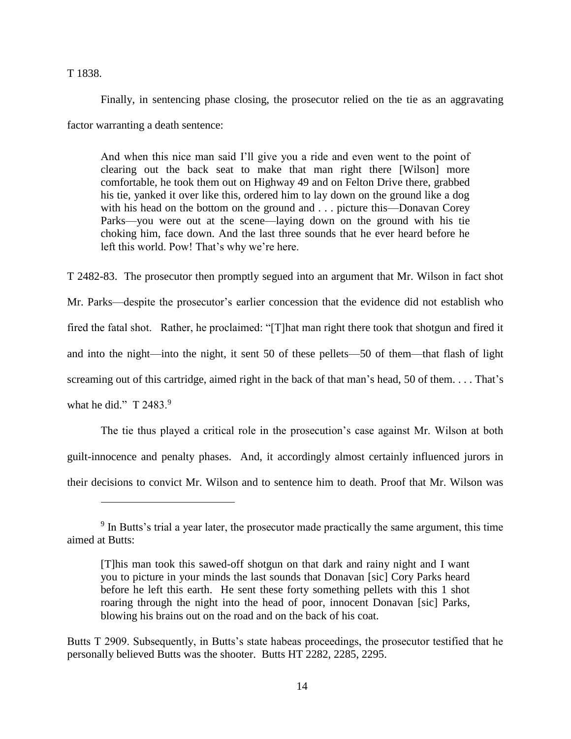T 1838.

Finally, in sentencing phase closing, the prosecutor relied on the tie as an aggravating factor warranting a death sentence:

> And when this nice man said I'll give you a ride and even went to the point of clearing out the back seat to make that man right there [Wilson] more comfortable, he took them out on Highway 49 and on Felton Drive there, grabbed his tie, yanked it over like this, ordered him to lay down on the ground like a dog with his head on the bottom on the ground and . . . picture this—Donavan Corey Parks—you were out at the scene—laying down on the ground with his tie choking him, face down. And the last three sounds that he ever heard before he left this world. Pow! That's why we're here.

T 2482-83. The prosecutor then promptly segued into an argument that Mr. Wilson in fact shot Mr. Parks—despite the prosecutor's earlier concession that the evidence did not establish who fired the fatal shot. Rather, he proclaimed: "[T]hat man right there took that shotgun and fired it and into the night—into the night, it sent 50 of these pellets—50 of them—that flash of light screaming out of this cartridge, aimed right in the back of that man's head, 50 of them. . . . That's what he did." T 2483.[9]

The tie thus played a critical role in the prosecution's case against Mr. Wilson at both guilt-innocence and penalty phases. And, it accordingly almost certainly influenced jurors in their decisions to convict Mr. Wilson and to sentence him to death. Proof that Mr. Wilson was

---

[9] In Butts's trial a year later, the prosecutor made practically the same argument, this time aimed at Butts:

> [T]his man took this sawed-off shotgun on that dark and rainy night and I want you to picture in your minds the last sounds that Donavan [sic] Cory Parks heard before he left this earth. He sent these forty something pellets with this 1 shot roaring through the night into the head of poor, innocent Donavan [sic] Parks, blowing his brains out on the road and on the back of his coat.

Butts T 2909. Subsequently, in Butts's state habeas proceedings, the prosecutor testified that he personally believed Butts was the shooter. Butts HT 2282, 2285, 2295.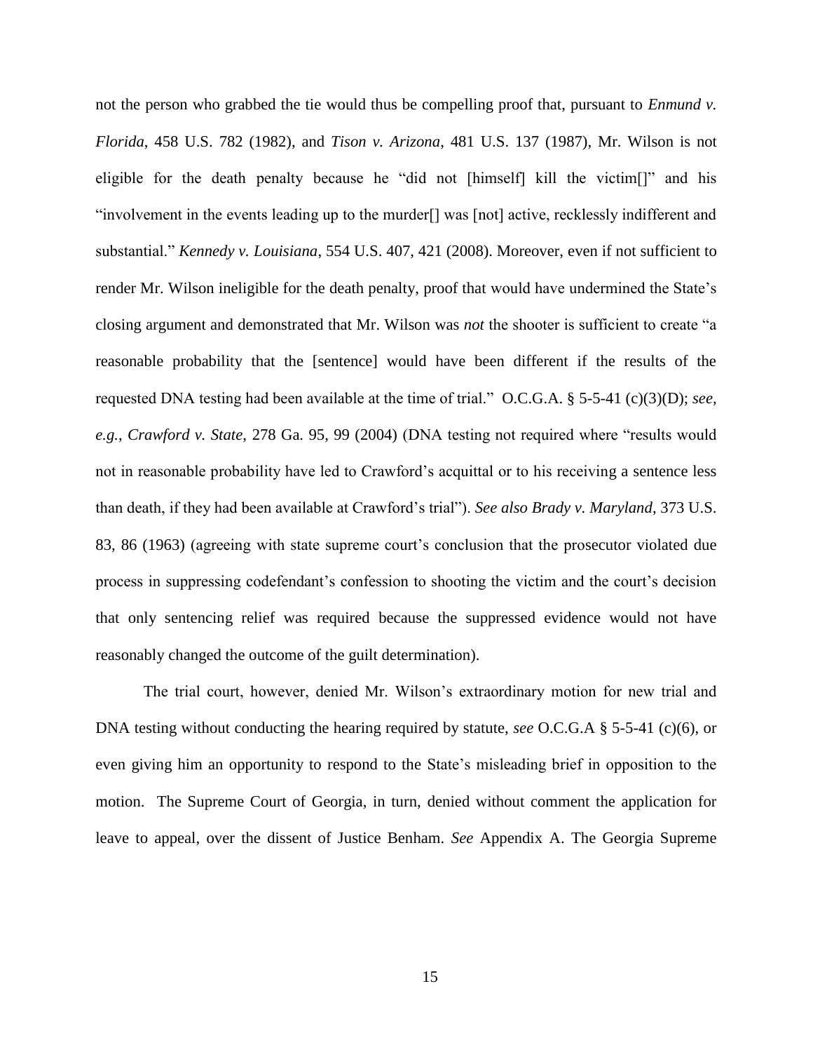not the person who grabbed the tie would thus be compelling proof that, pursuant to *Enmund v. Florida*, 458 U.S. 782 (1982), and *Tison v. Arizona*, 481 U.S. 137 (1987), Mr. Wilson is not eligible for the death penalty because he "did not [himself] kill the victim[]" and his "involvement in the events leading up to the murder[] was [not] active, recklessly indifferent and substantial." *Kennedy v. Louisiana*, 554 U.S. 407, 421 (2008). Moreover, even if not sufficient to render Mr. Wilson ineligible for the death penalty, proof that would have undermined the State's closing argument and demonstrated that Mr. Wilson was *not* the shooter is sufficient to create "a reasonable probability that the [sentence] would have been different if the results of the requested DNA testing had been available at the time of trial." O.C.G.A. § 5-5-41 (c)(3)(D); *see, e.g.*, *Crawford v. State*, 278 Ga. 95, 99 (2004) (DNA testing not required where "results would not in reasonable probability have led to Crawford's acquittal or to his receiving a sentence less than death, if they had been available at Crawford's trial"). *See also Brady v. Maryland*, 373 U.S. 83, 86 (1963) (agreeing with state supreme court's conclusion that the prosecutor violated due process in suppressing codefendant's confession to shooting the victim and the court's decision that only sentencing relief was required because the suppressed evidence would not have reasonably changed the outcome of the guilt determination).

The trial court, however, denied Mr. Wilson's extraordinary motion for new trial and DNA testing without conducting the hearing required by statute, *see* O.C.G.A § 5-5-41 (c)(6), or even giving him an opportunity to respond to the State's misleading brief in opposition to the motion. The Supreme Court of Georgia, in turn, denied without comment the application for leave to appeal, over the dissent of Justice Benham. *See* Appendix A. The Georgia Supreme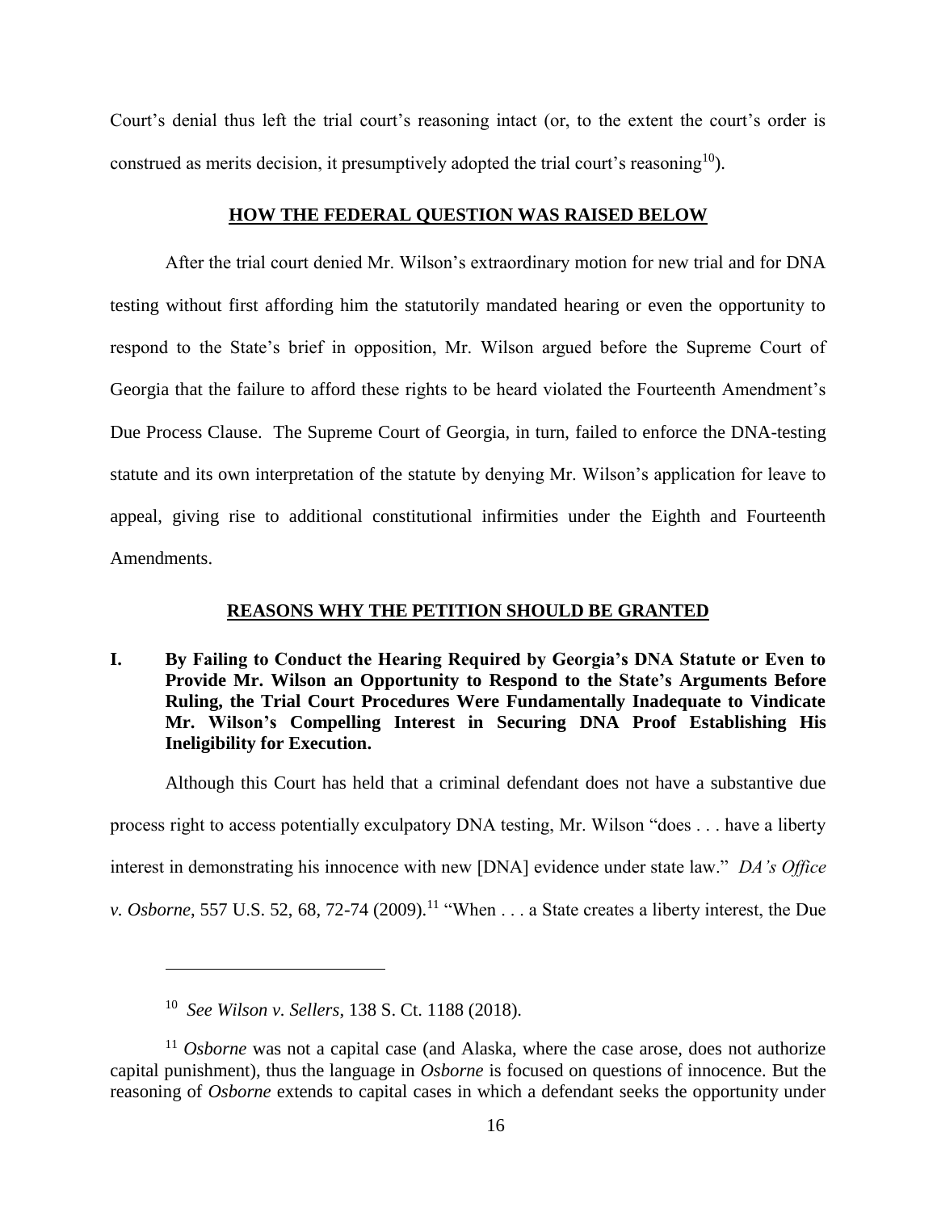Court's denial thus left the trial court's reasoning intact (or, to the extent the court's order is construed as merits decision, it presumptively adopted the trial court's reasoning[10]).

## HOW THE FEDERAL QUESTION WAS RAISED BELOW

After the trial court denied Mr. Wilson's extraordinary motion for new trial and for DNA testing without first affording him the statutorily mandated hearing or even the opportunity to respond to the State's brief in opposition, Mr. Wilson argued before the Supreme Court of Georgia that the failure to afford these rights to be heard violated the Fourteenth Amendment's Due Process Clause. The Supreme Court of Georgia, in turn, failed to enforce the DNA-testing statute and its own interpretation of the statute by denying Mr. Wilson's application for leave to appeal, giving rise to additional constitutional infirmities under the Eighth and Fourteenth Amendments.

## REASONS WHY THE PETITION SHOULD BE GRANTED

### I. By Failing to Conduct the Hearing Required by Georgia's DNA Statute or Even to Provide Mr. Wilson an Opportunity to Respond to the State's Arguments Before Ruling, the Trial Court Procedures Were Fundamentally Inadequate to Vindicate Mr. Wilson's Compelling Interest in Securing DNA Proof Establishing His Ineligibility for Execution.

Although this Court has held that a criminal defendant does not have a substantive due process right to access potentially exculpatory DNA testing, Mr. Wilson "does . . . have a liberty interest in demonstrating his innocence with new [DNA] evidence under state law." *DA's Office v. Osborne*, 557 U.S. 52, 68, 72-74 (2009).[11] "When . . . a State creates a liberty interest, the Due

---

[10] *See Wilson v. Sellers*, 138 S. Ct. 1188 (2018).

[11] *Osborne* was not a capital case (and Alaska, where the case arose, does not authorize capital punishment), thus the language in *Osborne* is focused on questions of innocence. But the reasoning of *Osborne* extends to capital cases in which a defendant seeks the opportunity under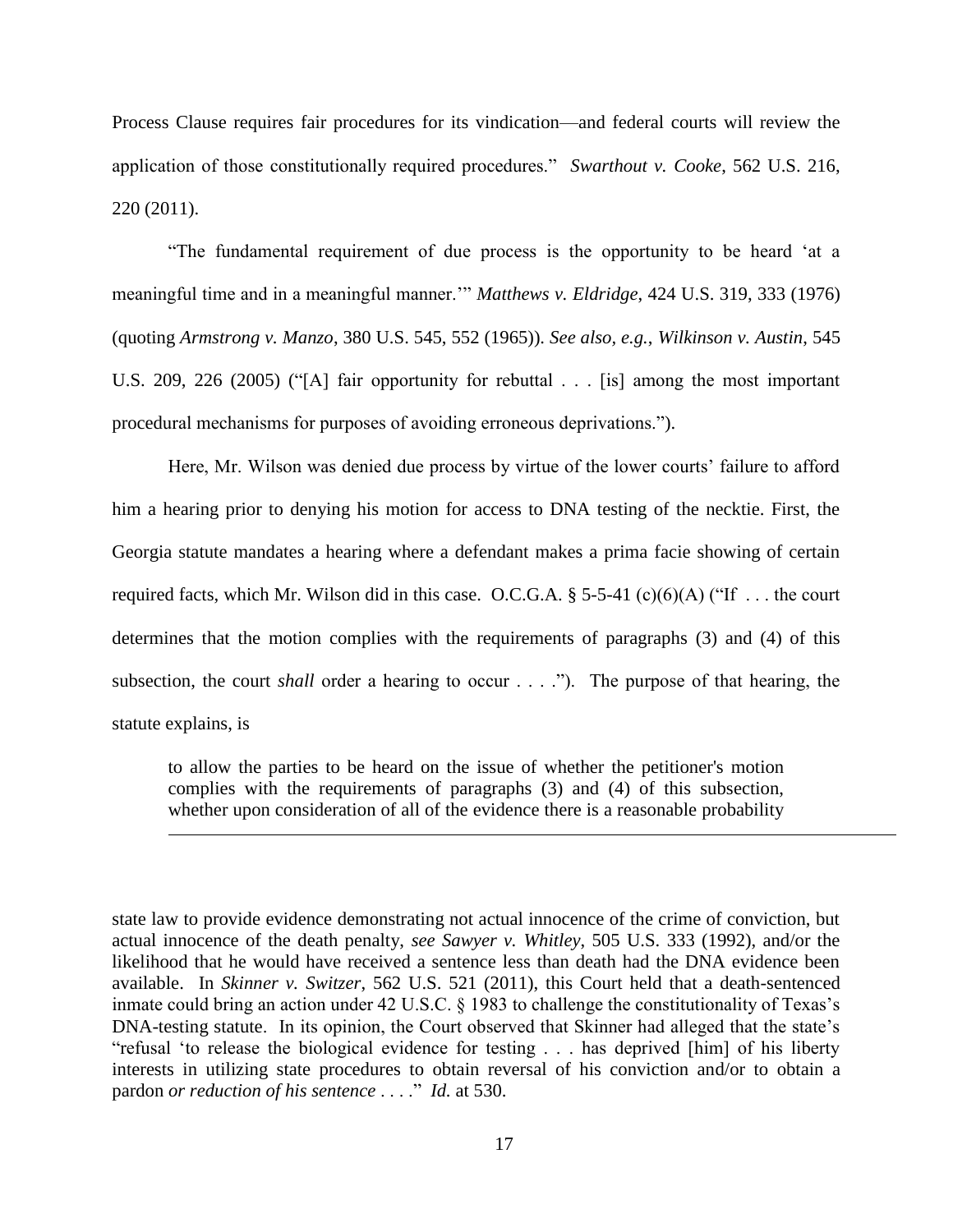Process Clause requires fair procedures for its vindication—and federal courts will review the application of those constitutionally required procedures." *Swarthout v. Cooke*, 562 U.S. 216, 220 (2011).

"The fundamental requirement of due process is the opportunity to be heard 'at a meaningful time and in a meaningful manner.'" *Matthews v. Eldridge*, 424 U.S. 319, 333 (1976) (quoting *Armstrong v. Manzo*, 380 U.S. 545, 552 (1965)). *See also, e.g.*, *Wilkinson v. Austin*, 545 U.S. 209, 226 (2005) ("[A] fair opportunity for rebuttal . . . [is] among the most important procedural mechanisms for purposes of avoiding erroneous deprivations.").

Here, Mr. Wilson was denied due process by virtue of the lower courts' failure to afford him a hearing prior to denying his motion for access to DNA testing of the necktie. First, the Georgia statute mandates a hearing where a defendant makes a prima facie showing of certain required facts, which Mr. Wilson did in this case. O.C.G.A. § 5-5-41 (c)(6)(A) ("If . . . the court determines that the motion complies with the requirements of paragraphs (3) and (4) of this subsection, the court *shall* order a hearing to occur . . . ."). The purpose of that hearing, the statute explains, is

> to allow the parties to be heard on the issue of whether the petitioner's motion complies with the requirements of paragraphs (3) and (4) of this subsection, whether upon consideration of all of the evidence there is a reasonable probability

---

state law to provide evidence demonstrating not actual innocence of the crime of conviction, but actual innocence of the death penalty, *see Sawyer v. Whitley*, 505 U.S. 333 (1992), and/or the likelihood that he would have received a sentence less than death had the DNA evidence been available. In *Skinner v. Switzer*, 562 U.S. 521 (2011), this Court held that a death-sentenced inmate could bring an action under 42 U.S.C. § 1983 to challenge the constitutionality of Texas's DNA-testing statute. In its opinion, the Court observed that Skinner had alleged that the state's "refusal 'to release the biological evidence for testing . . . has deprived [him] of his liberty interests in utilizing state procedures to obtain reversal of his conviction and/or to obtain a pardon *or reduction of his sentence* . . . ." *Id.* at 530.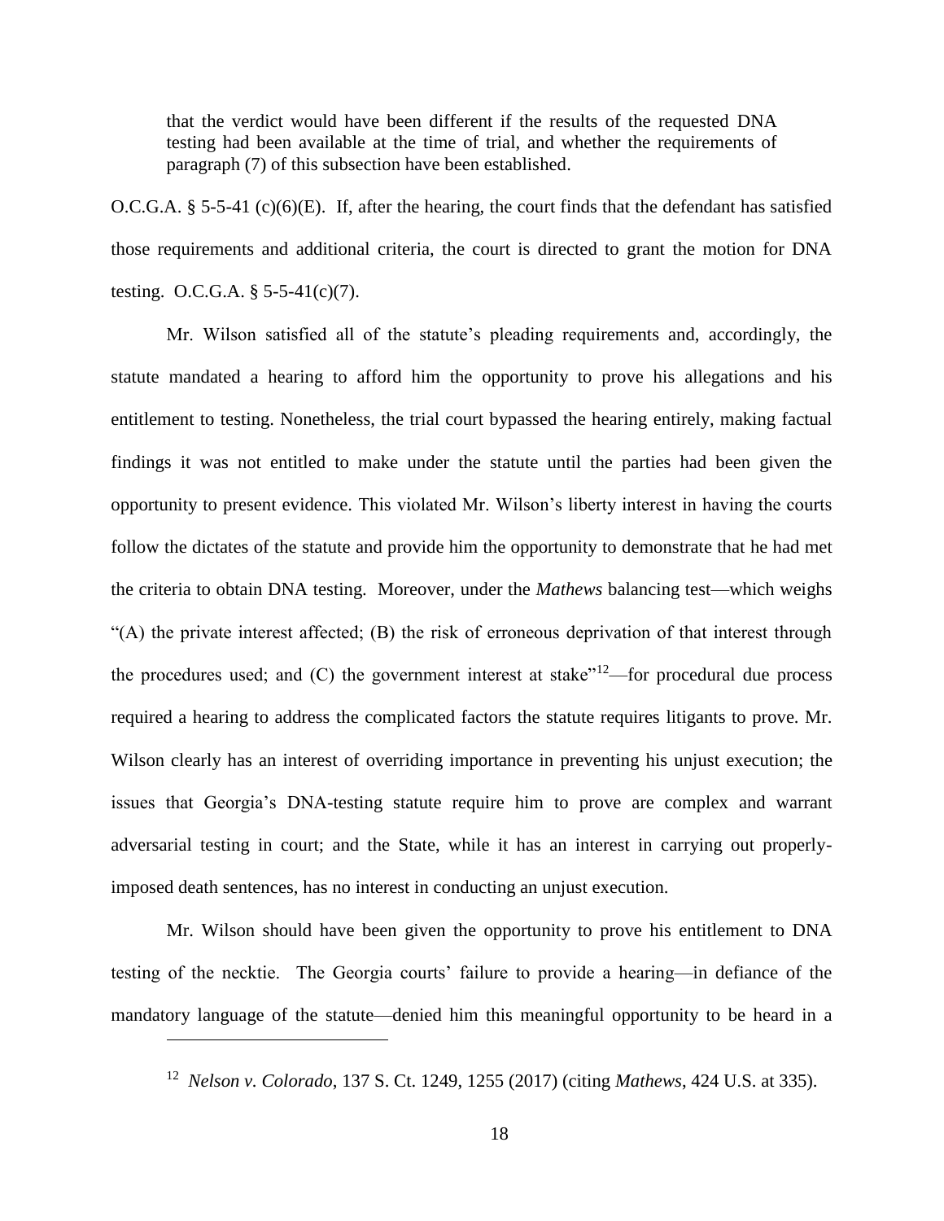> that the verdict would have been different if the results of the requested DNA testing had been available at the time of trial, and whether the requirements of paragraph (7) of this subsection have been established.

O.C.G.A. § 5-5-41 (c)(6)(E). If, after the hearing, the court finds that the defendant has satisfied those requirements and additional criteria, the court is directed to grant the motion for DNA testing. O.C.G.A. § 5-5-41(c)(7).

Mr. Wilson satisfied all of the statute's pleading requirements and, accordingly, the statute mandated a hearing to afford him the opportunity to prove his allegations and his entitlement to testing. Nonetheless, the trial court bypassed the hearing entirely, making factual findings it was not entitled to make under the statute until the parties had been given the opportunity to present evidence. This violated Mr. Wilson's liberty interest in having the courts follow the dictates of the statute and provide him the opportunity to demonstrate that he had met the criteria to obtain DNA testing. Moreover, under the *Mathews* balancing test—which weighs "(A) the private interest affected; (B) the risk of erroneous deprivation of that interest through the procedures used; and (C) the government interest at stake"[12]—for procedural due process required a hearing to address the complicated factors the statute requires litigants to prove. Mr. Wilson clearly has an interest of overriding importance in preventing his unjust execution; the issues that Georgia's DNA-testing statute require him to prove are complex and warrant adversarial testing in court; and the State, while it has an interest in carrying out properly-imposed death sentences, has no interest in conducting an unjust execution.

Mr. Wilson should have been given the opportunity to prove his entitlement to DNA testing of the necktie. The Georgia courts' failure to provide a hearing—in defiance of the mandatory language of the statute—denied him this meaningful opportunity to be heard in a

---

[12] *Nelson v. Colorado*, 137 S. Ct. 1249, 1255 (2017) (citing *Mathews*, 424 U.S. at 335).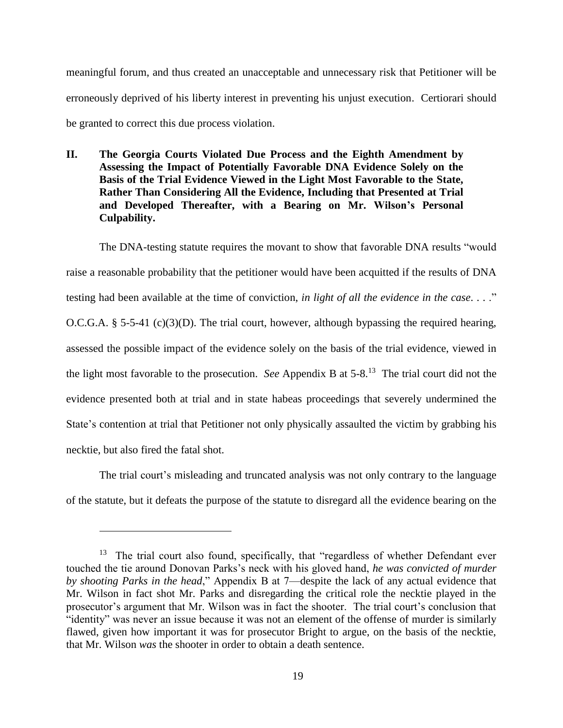meaningful forum, and thus created an unacceptable and unnecessary risk that Petitioner will be erroneously deprived of his liberty interest in preventing his unjust execution. Certiorari should be granted to correct this due process violation.

## II. The Georgia Courts Violated Due Process and the Eighth Amendment by Assessing the Impact of Potentially Favorable DNA Evidence Solely on the Basis of the Trial Evidence Viewed in the Light Most Favorable to the State, Rather Than Considering All the Evidence, Including that Presented at Trial and Developed Thereafter, with a Bearing on Mr. Wilson's Personal Culpability.

The DNA-testing statute requires the movant to show that favorable DNA results "would raise a reasonable probability that the petitioner would have been acquitted if the results of DNA testing had been available at the time of conviction, *in light of all the evidence in the case*. . . ." O.C.G.A. § 5-5-41 (c)(3)(D). The trial court, however, although bypassing the required hearing, assessed the possible impact of the evidence solely on the basis of the trial evidence, viewed in the light most favorable to the prosecution. *See* Appendix B at 5-8.[13] The trial court did not the evidence presented both at trial and in state habeas proceedings that severely undermined the State's contention at trial that Petitioner not only physically assaulted the victim by grabbing his necktie, but also fired the fatal shot.

The trial court's misleading and truncated analysis was not only contrary to the language of the statute, but it defeats the purpose of the statute to disregard all the evidence bearing on the

---

[13] The trial court also found, specifically, that "regardless of whether Defendant ever touched the tie around Donovan Parks's neck with his gloved hand, *he was convicted of murder by shooting Parks in the head*," Appendix B at 7—despite the lack of any actual evidence that Mr. Wilson in fact shot Mr. Parks and disregarding the critical role the necktie played in the prosecutor's argument that Mr. Wilson was in fact the shooter. The trial court's conclusion that "identity" was never an issue because it was not an element of the offense of murder is similarly flawed, given how important it was for prosecutor Bright to argue, on the basis of the necktie, that Mr. Wilson *was* the shooter in order to obtain a death sentence.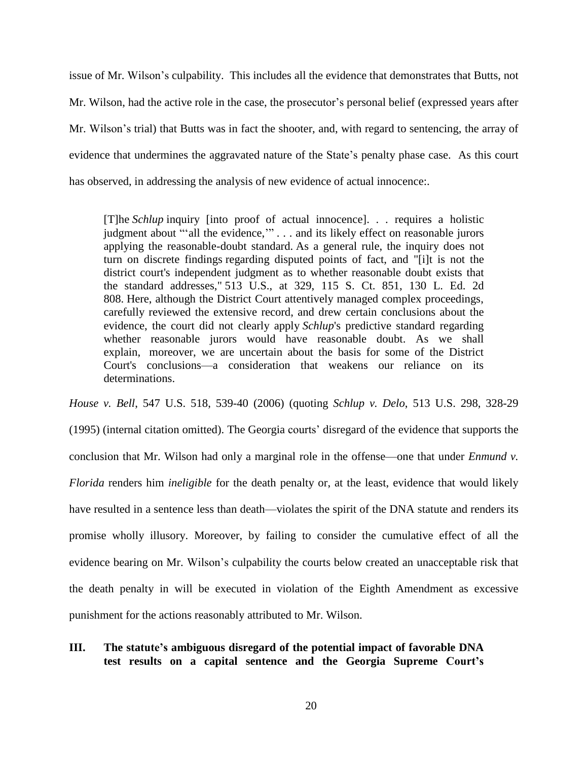issue of Mr. Wilson's culpability. This includes all the evidence that demonstrates that Butts, not Mr. Wilson, had the active role in the case, the prosecutor's personal belief (expressed years after Mr. Wilson's trial) that Butts was in fact the shooter, and, with regard to sentencing, the array of evidence that undermines the aggravated nature of the State's penalty phase case. As this court has observed, in addressing the analysis of new evidence of actual innocence:.

> [T]he *Schlup* inquiry [into proof of actual innocence]. . . requires a holistic judgment about "'all the evidence,'" . . . and its likely effect on reasonable jurors applying the reasonable-doubt standard. As a general rule, the inquiry does not turn on discrete findings regarding disputed points of fact, and "[i]t is not the district court's independent judgment as to whether reasonable doubt exists that the standard addresses," 513 U.S., at 329, 115 S. Ct. 851, 130 L. Ed. 2d 808. Here, although the District Court attentively managed complex proceedings, carefully reviewed the extensive record, and drew certain conclusions about the evidence, the court did not clearly apply *Schlup*'s predictive standard regarding whether reasonable jurors would have reasonable doubt. As we shall explain, moreover, we are uncertain about the basis for some of the District Court's conclusions—a consideration that weakens our reliance on its determinations.

*House v. Bell*, 547 U.S. 518, 539-40 (2006) (quoting *Schlup v. Delo*, 513 U.S. 298, 328-29 (1995) (internal citation omitted). The Georgia courts' disregard of the evidence that supports the conclusion that Mr. Wilson had only a marginal role in the offense—one that under *Enmund v. Florida* renders him *ineligible* for the death penalty or, at the least, evidence that would likely have resulted in a sentence less than death—violates the spirit of the DNA statute and renders its promise wholly illusory. Moreover, by failing to consider the cumulative effect of all the evidence bearing on Mr. Wilson's culpability the courts below created an unacceptable risk that the death penalty in will be executed in violation of the Eighth Amendment as excessive punishment for the actions reasonably attributed to Mr. Wilson.

## III. The statute's ambiguous disregard of the potential impact of favorable DNA test results on a capital sentence and the Georgia Supreme Court's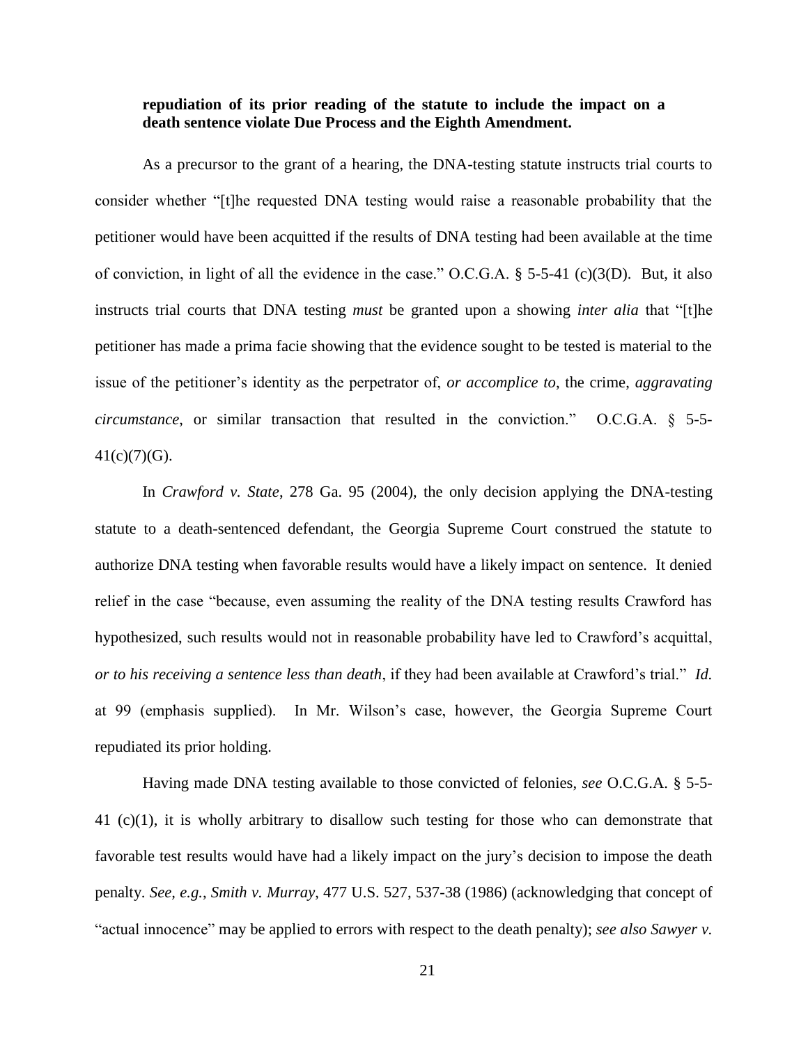**repudiation of its prior reading of the statute to include the impact on a death sentence violate Due Process and the Eighth Amendment.**

As a precursor to the grant of a hearing, the DNA-testing statute instructs trial courts to consider whether "[t]he requested DNA testing would raise a reasonable probability that the petitioner would have been acquitted if the results of DNA testing had been available at the time of conviction, in light of all the evidence in the case." O.C.G.A. § 5-5-41 (c)(3(D). But, it also instructs trial courts that DNA testing *must* be granted upon a showing *inter alia* that "[t]he petitioner has made a prima facie showing that the evidence sought to be tested is material to the issue of the petitioner's identity as the perpetrator of, *or accomplice to*, the crime, *aggravating circumstance*, or similar transaction that resulted in the conviction." O.C.G.A. § 5-5-41(c)(7)(G).

In *Crawford v. State*, 278 Ga. 95 (2004), the only decision applying the DNA-testing statute to a death-sentenced defendant, the Georgia Supreme Court construed the statute to authorize DNA testing when favorable results would have a likely impact on sentence. It denied relief in the case "because, even assuming the reality of the DNA testing results Crawford has hypothesized, such results would not in reasonable probability have led to Crawford's acquittal, *or to his receiving a sentence less than death*, if they had been available at Crawford's trial." *Id.* at 99 (emphasis supplied). In Mr. Wilson's case, however, the Georgia Supreme Court repudiated its prior holding.

Having made DNA testing available to those convicted of felonies, *see* O.C.G.A. § 5-5-41 (c)(1), it is wholly arbitrary to disallow such testing for those who can demonstrate that favorable test results would have had a likely impact on the jury's decision to impose the death penalty. *See, e.g., Smith v. Murray*, 477 U.S. 527, 537-38 (1986) (acknowledging that concept of "actual innocence" may be applied to errors with respect to the death penalty); *see also Sawyer v.*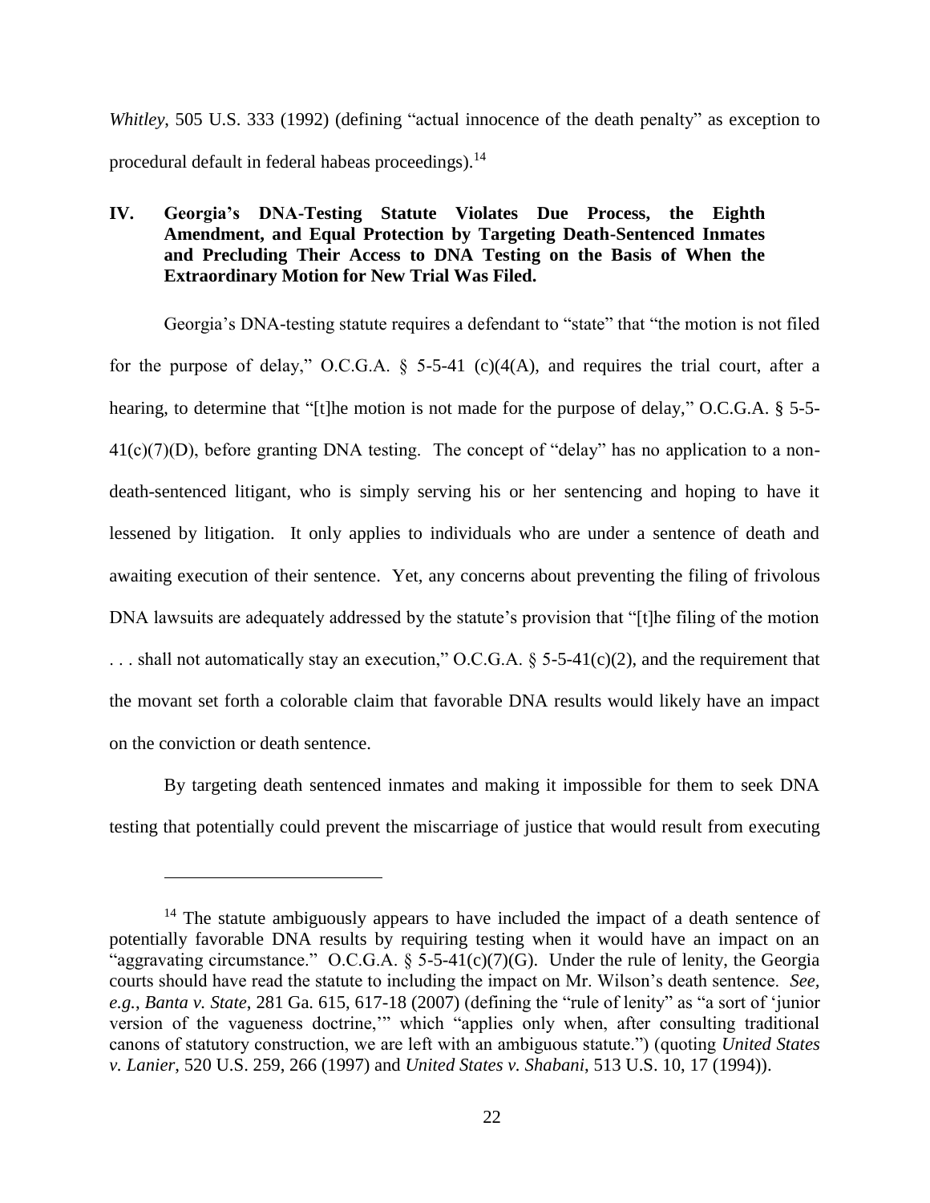*Whitley*, 505 U.S. 333 (1992) (defining "actual innocence of the death penalty" as exception to procedural default in federal habeas proceedings).[14]

## IV. Georgia's DNA-Testing Statute Violates Due Process, the Eighth Amendment, and Equal Protection by Targeting Death-Sentenced Inmates and Precluding Their Access to DNA Testing on the Basis of When the Extraordinary Motion for New Trial Was Filed.

Georgia's DNA-testing statute requires a defendant to "state" that "the motion is not filed for the purpose of delay," O.C.G.A. § 5-5-41 (c)(4(A), and requires the trial court, after a hearing, to determine that "[t]he motion is not made for the purpose of delay," O.C.G.A. § 5-5-41(c)(7)(D), before granting DNA testing. The concept of "delay" has no application to a non-death-sentenced litigant, who is simply serving his or her sentencing and hoping to have it lessened by litigation. It only applies to individuals who are under a sentence of death and awaiting execution of their sentence. Yet, any concerns about preventing the filing of frivolous DNA lawsuits are adequately addressed by the statute's provision that "[t]he filing of the motion . . . shall not automatically stay an execution," O.C.G.A. § 5-5-41(c)(2), and the requirement that the movant set forth a colorable claim that favorable DNA results would likely have an impact on the conviction or death sentence.

By targeting death sentenced inmates and making it impossible for them to seek DNA testing that potentially could prevent the miscarriage of justice that would result from executing

---

[14] The statute ambiguously appears to have included the impact of a death sentence of potentially favorable DNA results by requiring testing when it would have an impact on an "aggravating circumstance." O.C.G.A. § 5-5-41(c)(7)(G). Under the rule of lenity, the Georgia courts should have read the statute to including the impact on Mr. Wilson's death sentence. *See, e.g.*, *Banta v. State*, 281 Ga. 615, 617-18 (2007) (defining the "rule of lenity" as "a sort of 'junior version of the vagueness doctrine,'" which "applies only when, after consulting traditional canons of statutory construction, we are left with an ambiguous statute.") (quoting *United States v. Lanier*, 520 U.S. 259, 266 (1997) and *United States v. Shabani*, 513 U.S. 10, 17 (1994)).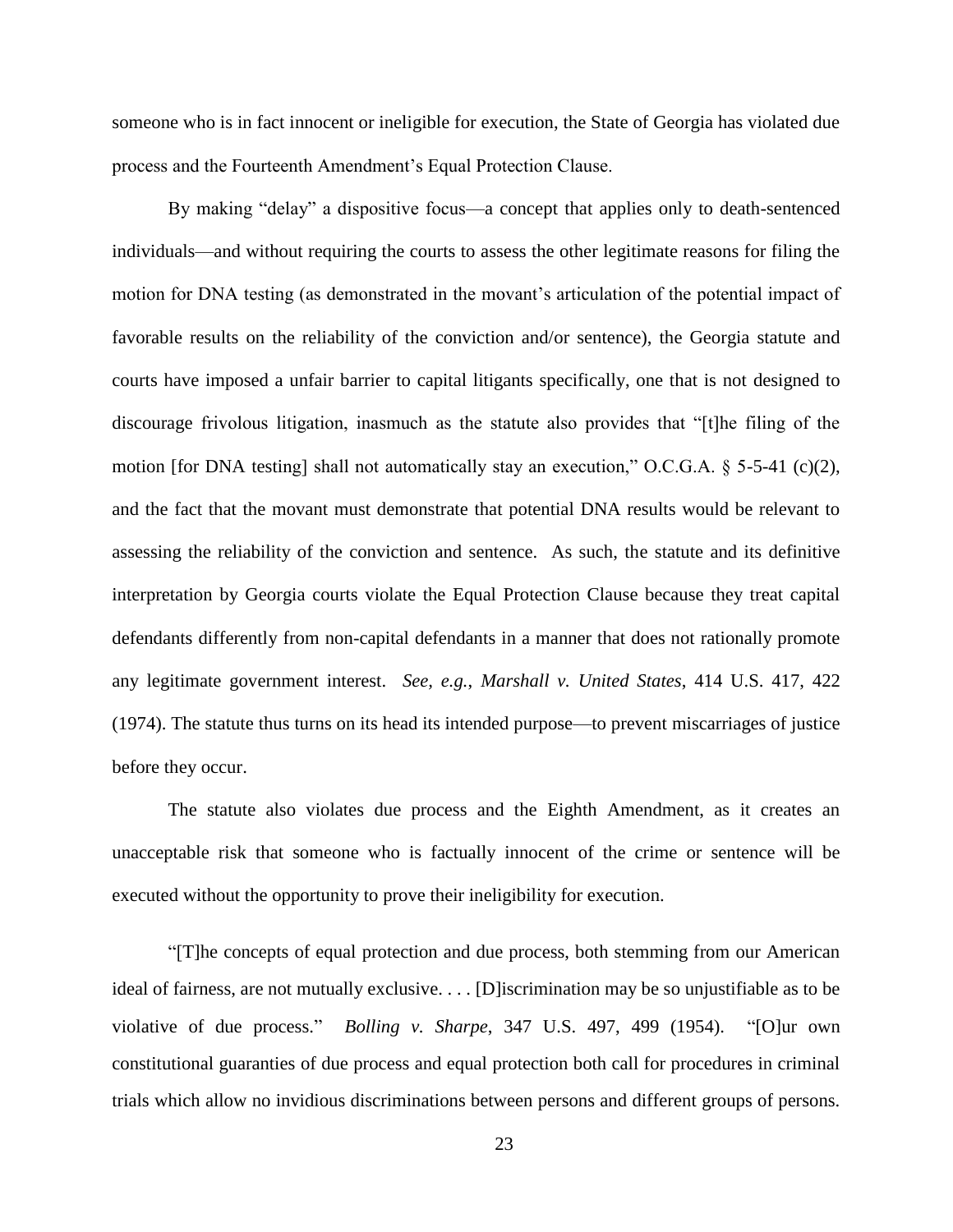someone who is in fact innocent or ineligible for execution, the State of Georgia has violated due process and the Fourteenth Amendment's Equal Protection Clause.

By making "delay" a dispositive focus—a concept that applies only to death-sentenced individuals—and without requiring the courts to assess the other legitimate reasons for filing the motion for DNA testing (as demonstrated in the movant's articulation of the potential impact of favorable results on the reliability of the conviction and/or sentence), the Georgia statute and courts have imposed a unfair barrier to capital litigants specifically, one that is not designed to discourage frivolous litigation, inasmuch as the statute also provides that "[t]he filing of the motion [for DNA testing] shall not automatically stay an execution," O.C.G.A. § 5-5-41 (c)(2), and the fact that the movant must demonstrate that potential DNA results would be relevant to assessing the reliability of the conviction and sentence. As such, the statute and its definitive interpretation by Georgia courts violate the Equal Protection Clause because they treat capital defendants differently from non-capital defendants in a manner that does not rationally promote any legitimate government interest. *See, e.g.*, *Marshall v. United States*, 414 U.S. 417, 422 (1974). The statute thus turns on its head its intended purpose—to prevent miscarriages of justice before they occur.

The statute also violates due process and the Eighth Amendment, as it creates an unacceptable risk that someone who is factually innocent of the crime or sentence will be executed without the opportunity to prove their ineligibility for execution.

"[T]he concepts of equal protection and due process, both stemming from our American ideal of fairness, are not mutually exclusive. . . . [D]iscrimination may be so unjustifiable as to be violative of due process." *Bolling v. Sharpe*, 347 U.S. 497, 499 (1954). "[O]ur own constitutional guaranties of due process and equal protection both call for procedures in criminal trials which allow no invidious discriminations between persons and different groups of persons.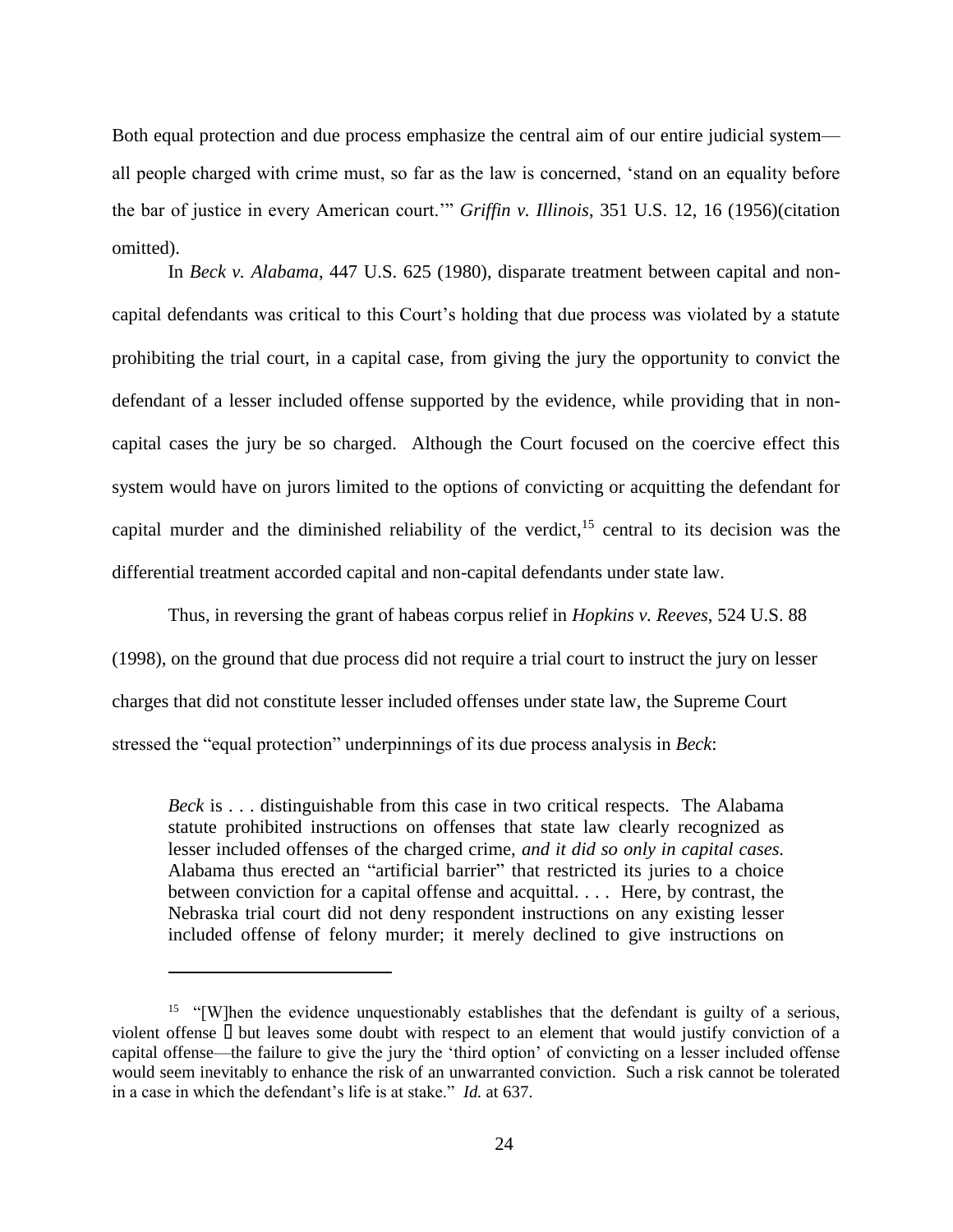Both equal protection and due process emphasize the central aim of our entire judicial system—all people charged with crime must, so far as the law is concerned, 'stand on an equality before the bar of justice in every American court.'" *Griffin v. Illinois*, 351 U.S. 12, 16 (1956)(citation omitted).

In *Beck v. Alabama*, 447 U.S. 625 (1980), disparate treatment between capital and non-capital defendants was critical to this Court's holding that due process was violated by a statute prohibiting the trial court, in a capital case, from giving the jury the opportunity to convict the defendant of a lesser included offense supported by the evidence, while providing that in non-capital cases the jury be so charged. Although the Court focused on the coercive effect this system would have on jurors limited to the options of convicting or acquitting the defendant for capital murder and the diminished reliability of the verdict,[15] central to its decision was the differential treatment accorded capital and non-capital defendants under state law.

Thus, in reversing the grant of habeas corpus relief in *Hopkins v. Reeves*, 524 U.S. 88 (1998), on the ground that due process did not require a trial court to instruct the jury on lesser charges that did not constitute lesser included offenses under state law, the Supreme Court stressed the "equal protection" underpinnings of its due process analysis in *Beck*:

> *Beck* is . . . distinguishable from this case in two critical respects. The Alabama statute prohibited instructions on offenses that state law clearly recognized as lesser included offenses of the charged crime, *and it did so only in capital cases.* Alabama thus erected an "artificial barrier" that restricted its juries to a choice between conviction for a capital offense and acquittal. . . . Here, by contrast, the Nebraska trial court did not deny respondent instructions on any existing lesser included offense of felony murder; it merely declined to give instructions on

---

[15] "[W]hen the evidence unquestionably establishes that the defendant is guilty of a serious, violent offense — but leaves some doubt with respect to an element that would justify conviction of a capital offense—the failure to give the jury the 'third option' of convicting on a lesser included offense would seem inevitably to enhance the risk of an unwarranted conviction. Such a risk cannot be tolerated in a case in which the defendant's life is at stake." *Id.* at 637.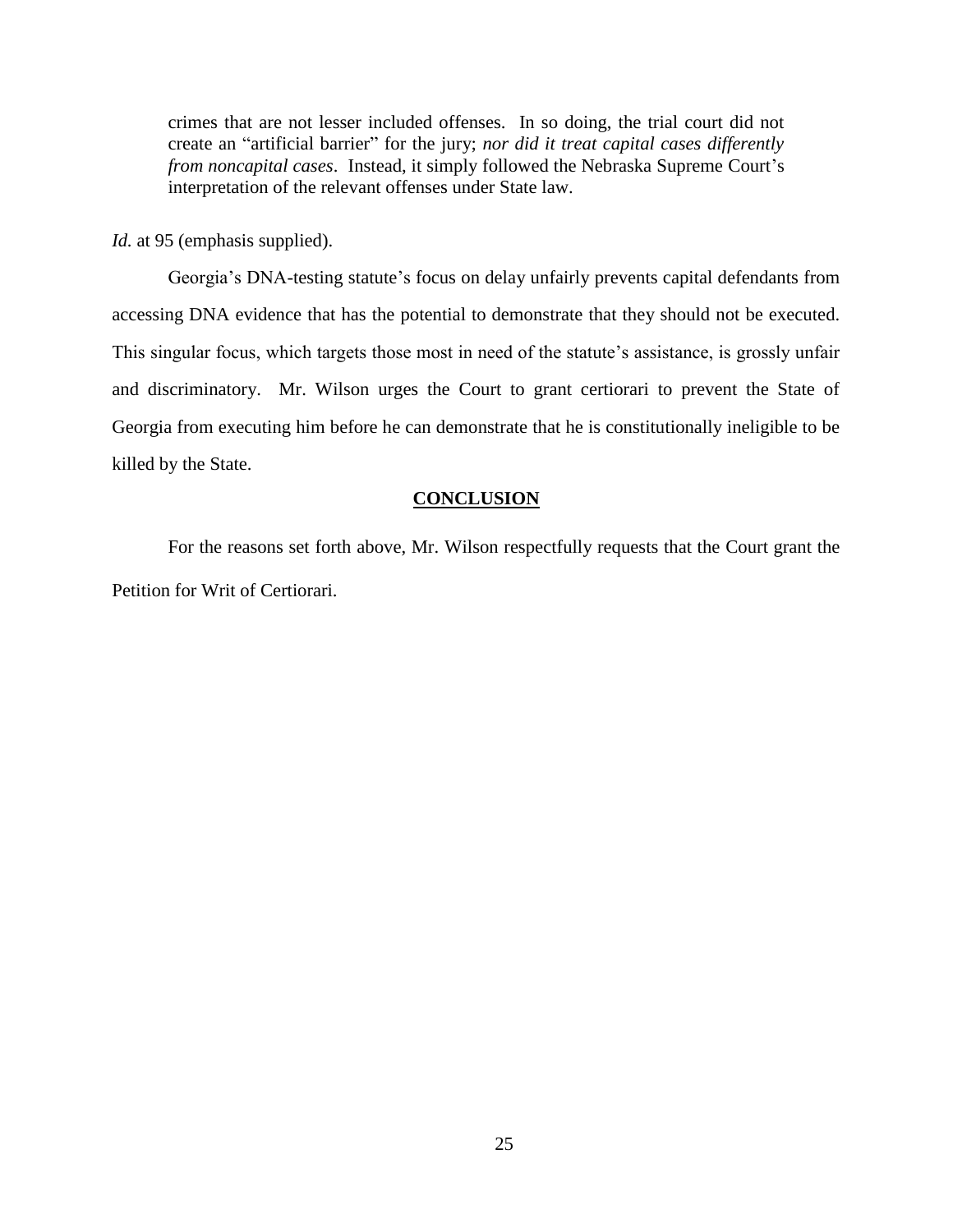> crimes that are not lesser included offenses. In so doing, the trial court did not create an "artificial barrier" for the jury; *nor did it treat capital cases differently from noncapital cases*. Instead, it simply followed the Nebraska Supreme Court's interpretation of the relevant offenses under State law.

*Id.* at 95 (emphasis supplied).

Georgia's DNA-testing statute's focus on delay unfairly prevents capital defendants from accessing DNA evidence that has the potential to demonstrate that they should not be executed. This singular focus, which targets those most in need of the statute's assistance, is grossly unfair and discriminatory. Mr. Wilson urges the Court to grant certiorari to prevent the State of Georgia from executing him before he can demonstrate that he is constitutionally ineligible to be killed by the State.

## CONCLUSION

For the reasons set forth above, Mr. Wilson respectfully requests that the Court grant the Petition for Writ of Certiorari.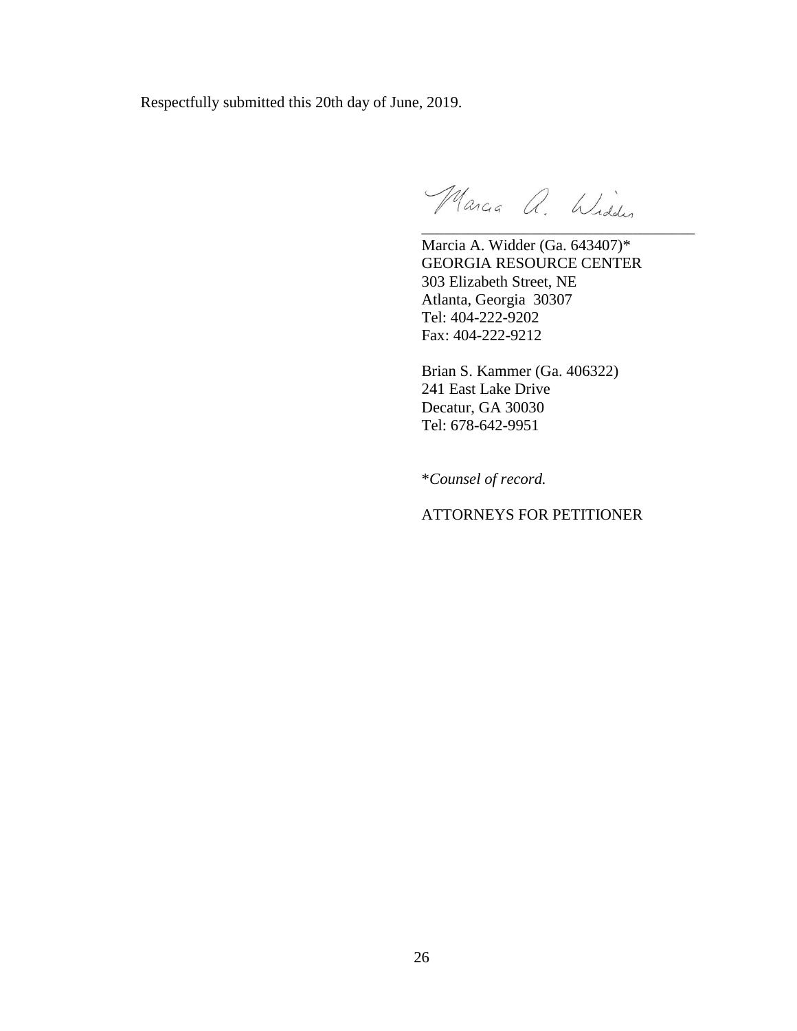Respectfully submitted this 20th day of June, 2019.

Marcia A. Widder (Ga. 643407)*
GEORGIA RESOURCE CENTER
303 Elizabeth Street, NE
Atlanta, Georgia 30307
Tel: 404-222-9202
Fax: 404-222-9212

Brian S. Kammer (Ga. 406322)
241 East Lake Drive
Decatur, GA 30030
Tel: 678-642-9951

**Counsel of record.*

ATTORNEYS FOR PETITIONER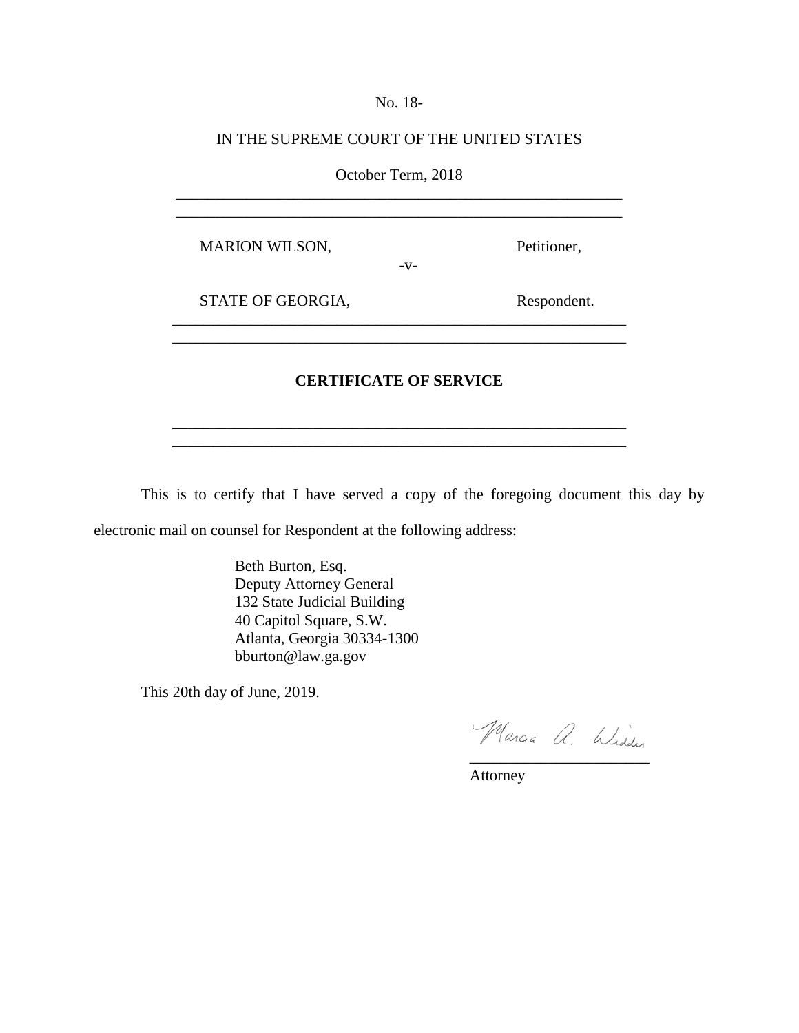No. 18-

IN THE SUPREME COURT OF THE UNITED STATES

October Term, 2018

---

MARION WILSON, Petitioner,

-v-

STATE OF GEORGIA, Respondent.

---

**CERTIFICATE OF SERVICE**

---

This is to certify that I have served a copy of the foregoing document this day by electronic mail on counsel for Respondent at the following address:

Beth Burton, Esq.
Deputy Attorney General
132 State Judicial Building
40 Capitol Square, S.W.
Atlanta, Georgia 30334-1300
bburton@law.ga.gov

This 20th day of June, 2019.

Marcia A. Widder

Attorney